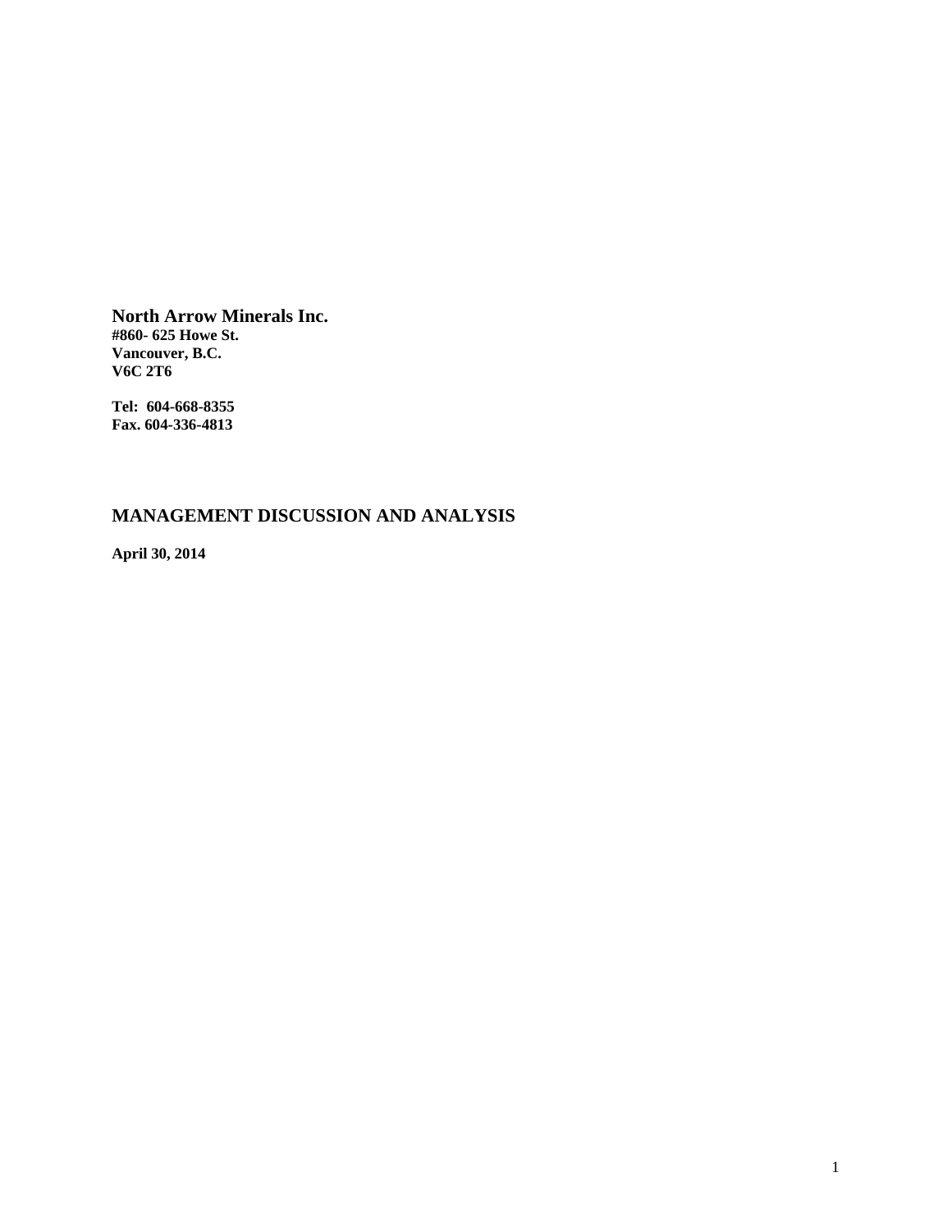**North Arrow Minerals Inc.**
**#860- 625 Howe St.**
**Vancouver, B.C.**
**V6C 2T6**

**Tel: 604-668-8355**
**Fax. 604-336-4813**

# MANAGEMENT DISCUSSION AND ANALYSIS

**April 30, 2014**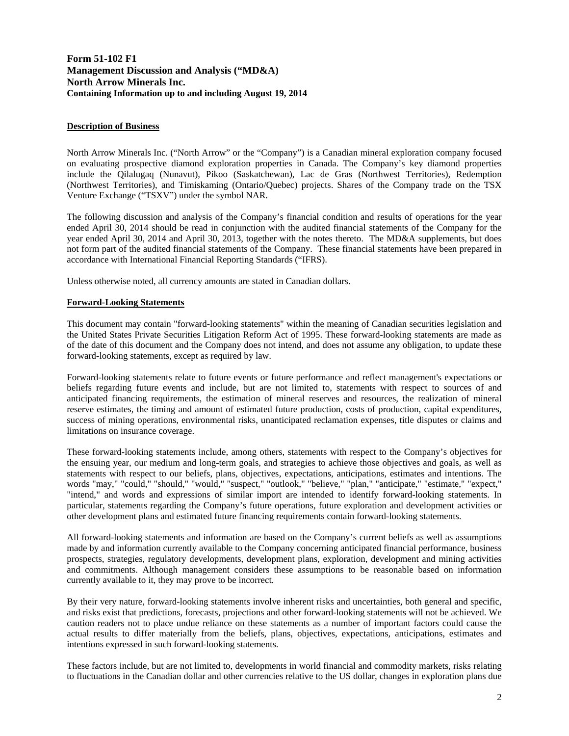**Form 51-102 F1**
**Management Discussion and Analysis ("MD&A)**
**North Arrow Minerals Inc.**
**Containing Information up to and including August 19, 2014**

**Description of Business**

North Arrow Minerals Inc. ("North Arrow" or the "Company") is a Canadian mineral exploration company focused on evaluating prospective diamond exploration properties in Canada. The Company's key diamond properties include the Qilalugaq (Nunavut), Pikoo (Saskatchewan), Lac de Gras (Northwest Territories), Redemption (Northwest Territories), and Timiskaming (Ontario/Quebec) projects. Shares of the Company trade on the TSX Venture Exchange ("TSXV") under the symbol NAR.

The following discussion and analysis of the Company's financial condition and results of operations for the year ended April 30, 2014 should be read in conjunction with the audited financial statements of the Company for the year ended April 30, 2014 and April 30, 2013, together with the notes thereto. The MD&A supplements, but does not form part of the audited financial statements of the Company. These financial statements have been prepared in accordance with International Financial Reporting Standards ("IFRS).

Unless otherwise noted, all currency amounts are stated in Canadian dollars.

**Forward-Looking Statements**

This document may contain "forward-looking statements" within the meaning of Canadian securities legislation and the United States Private Securities Litigation Reform Act of 1995. These forward-looking statements are made as of the date of this document and the Company does not intend, and does not assume any obligation, to update these forward-looking statements, except as required by law.

Forward-looking statements relate to future events or future performance and reflect management's expectations or beliefs regarding future events and include, but are not limited to, statements with respect to sources of and anticipated financing requirements, the estimation of mineral reserves and resources, the realization of mineral reserve estimates, the timing and amount of estimated future production, costs of production, capital expenditures, success of mining operations, environmental risks, unanticipated reclamation expenses, title disputes or claims and limitations on insurance coverage.

These forward-looking statements include, among others, statements with respect to the Company's objectives for the ensuing year, our medium and long-term goals, and strategies to achieve those objectives and goals, as well as statements with respect to our beliefs, plans, objectives, expectations, anticipations, estimates and intentions. The words "may," "could," "should," "would," "suspect," "outlook," "believe," "plan," "anticipate," "estimate," "expect," "intend," and words and expressions of similar import are intended to identify forward-looking statements. In particular, statements regarding the Company's future operations, future exploration and development activities or other development plans and estimated future financing requirements contain forward-looking statements.

All forward-looking statements and information are based on the Company's current beliefs as well as assumptions made by and information currently available to the Company concerning anticipated financial performance, business prospects, strategies, regulatory developments, development plans, exploration, development and mining activities and commitments. Although management considers these assumptions to be reasonable based on information currently available to it, they may prove to be incorrect.

By their very nature, forward-looking statements involve inherent risks and uncertainties, both general and specific, and risks exist that predictions, forecasts, projections and other forward-looking statements will not be achieved. We caution readers not to place undue reliance on these statements as a number of important factors could cause the actual results to differ materially from the beliefs, plans, objectives, expectations, anticipations, estimates and intentions expressed in such forward-looking statements.

These factors include, but are not limited to, developments in world financial and commodity markets, risks relating to fluctuations in the Canadian dollar and other currencies relative to the US dollar, changes in exploration plans due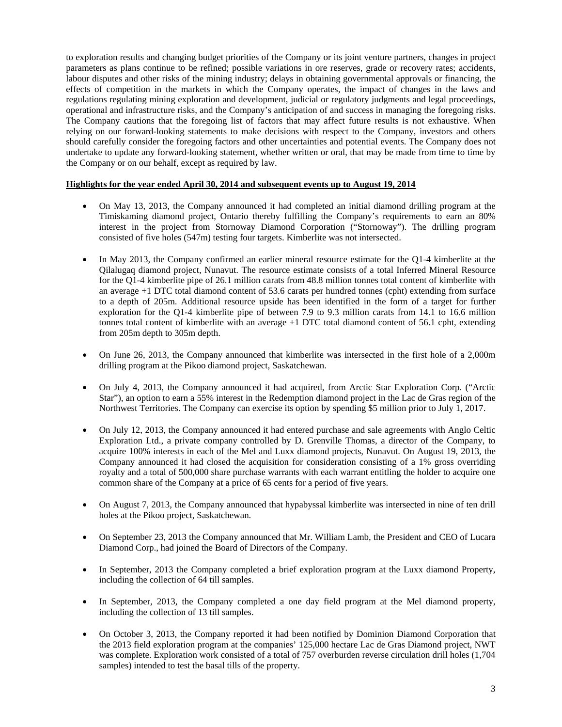to exploration results and changing budget priorities of the Company or its joint venture partners, changes in project parameters as plans continue to be refined; possible variations in ore reserves, grade or recovery rates; accidents, labour disputes and other risks of the mining industry; delays in obtaining governmental approvals or financing, the effects of competition in the markets in which the Company operates, the impact of changes in the laws and regulations regulating mining exploration and development, judicial or regulatory judgments and legal proceedings, operational and infrastructure risks, and the Company's anticipation of and success in managing the foregoing risks. The Company cautions that the foregoing list of factors that may affect future results is not exhaustive. When relying on our forward-looking statements to make decisions with respect to the Company, investors and others should carefully consider the foregoing factors and other uncertainties and potential events. The Company does not undertake to update any forward-looking statement, whether written or oral, that may be made from time to time by the Company or on our behalf, except as required by law.

**Highlights for the year ended April 30, 2014 and subsequent events up to August 19, 2014**

- On May 13, 2013, the Company announced it had completed an initial diamond drilling program at the Timiskaming diamond project, Ontario thereby fulfilling the Company's requirements to earn an 80% interest in the project from Stornoway Diamond Corporation ("Stornoway"). The drilling program consisted of five holes (547m) testing four targets. Kimberlite was not intersected.

- In May 2013, the Company confirmed an earlier mineral resource estimate for the Q1-4 kimberlite at the Qilalugaq diamond project, Nunavut. The resource estimate consists of a total Inferred Mineral Resource for the Q1-4 kimberlite pipe of 26.1 million carats from 48.8 million tonnes total content of kimberlite with an average +1 DTC total diamond content of 53.6 carats per hundred tonnes (cpht) extending from surface to a depth of 205m. Additional resource upside has been identified in the form of a target for further exploration for the Q1-4 kimberlite pipe of between 7.9 to 9.3 million carats from 14.1 to 16.6 million tonnes total content of kimberlite with an average +1 DTC total diamond content of 56.1 cpht, extending from 205m depth to 305m depth.

- On June 26, 2013, the Company announced that kimberlite was intersected in the first hole of a 2,000m drilling program at the Pikoo diamond project, Saskatchewan.

- On July 4, 2013, the Company announced it had acquired, from Arctic Star Exploration Corp. ("Arctic Star"), an option to earn a 55% interest in the Redemption diamond project in the Lac de Gras region of the Northwest Territories. The Company can exercise its option by spending $5 million prior to July 1, 2017.

- On July 12, 2013, the Company announced it had entered purchase and sale agreements with Anglo Celtic Exploration Ltd., a private company controlled by D. Grenville Thomas, a director of the Company, to acquire 100% interests in each of the Mel and Luxx diamond projects, Nunavut. On August 19, 2013, the Company announced it had closed the acquisition for consideration consisting of a 1% gross overriding royalty and a total of 500,000 share purchase warrants with each warrant entitling the holder to acquire one common share of the Company at a price of 65 cents for a period of five years.

- On August 7, 2013, the Company announced that hypabyssal kimberlite was intersected in nine of ten drill holes at the Pikoo project, Saskatchewan.

- On September 23, 2013 the Company announced that Mr. William Lamb, the President and CEO of Lucara Diamond Corp., had joined the Board of Directors of the Company.

- In September, 2013 the Company completed a brief exploration program at the Luxx diamond Property, including the collection of 64 till samples.

- In September, 2013, the Company completed a one day field program at the Mel diamond property, including the collection of 13 till samples.

- On October 3, 2013, the Company reported it had been notified by Dominion Diamond Corporation that the 2013 field exploration program at the companies' 125,000 hectare Lac de Gras Diamond project, NWT was complete. Exploration work consisted of a total of 757 overburden reverse circulation drill holes (1,704 samples) intended to test the basal tills of the property.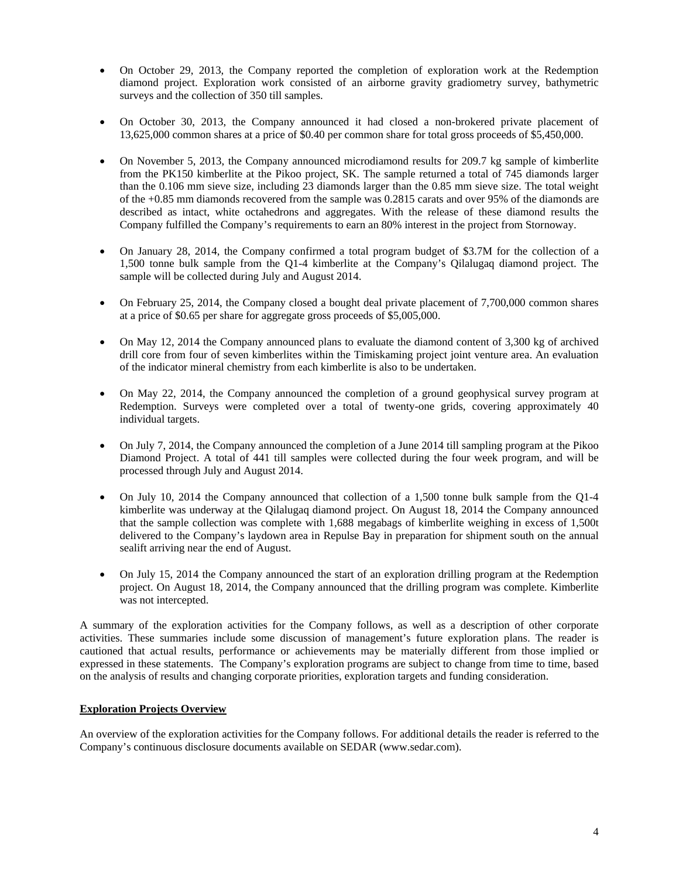- On October 29, 2013, the Company reported the completion of exploration work at the Redemption diamond project. Exploration work consisted of an airborne gravity gradiometry survey, bathymetric surveys and the collection of 350 till samples.

- On October 30, 2013, the Company announced it had closed a non-brokered private placement of 13,625,000 common shares at a price of $0.40 per common share for total gross proceeds of $5,450,000.

- On November 5, 2013, the Company announced microdiamond results for 209.7 kg sample of kimberlite from the PK150 kimberlite at the Pikoo project, SK. The sample returned a total of 745 diamonds larger than the 0.106 mm sieve size, including 23 diamonds larger than the 0.85 mm sieve size. The total weight of the +0.85 mm diamonds recovered from the sample was 0.2815 carats and over 95% of the diamonds are described as intact, white octahedrons and aggregates. With the release of these diamond results the Company fulfilled the Company's requirements to earn an 80% interest in the project from Stornoway.

- On January 28, 2014, the Company confirmed a total program budget of $3.7M for the collection of a 1,500 tonne bulk sample from the Q1-4 kimberlite at the Company's Qilalugaq diamond project. The sample will be collected during July and August 2014.

- On February 25, 2014, the Company closed a bought deal private placement of 7,700,000 common shares at a price of $0.65 per share for aggregate gross proceeds of $5,005,000.

- On May 12, 2014 the Company announced plans to evaluate the diamond content of 3,300 kg of archived drill core from four of seven kimberlites within the Timiskaming project joint venture area. An evaluation of the indicator mineral chemistry from each kimberlite is also to be undertaken.

- On May 22, 2014, the Company announced the completion of a ground geophysical survey program at Redemption. Surveys were completed over a total of twenty-one grids, covering approximately 40 individual targets.

- On July 7, 2014, the Company announced the completion of a June 2014 till sampling program at the Pikoo Diamond Project. A total of 441 till samples were collected during the four week program, and will be processed through July and August 2014.

- On July 10, 2014 the Company announced that collection of a 1,500 tonne bulk sample from the Q1-4 kimberlite was underway at the Qilalugaq diamond project. On August 18, 2014 the Company announced that the sample collection was complete with 1,688 megabags of kimberlite weighing in excess of 1,500t delivered to the Company's laydown area in Repulse Bay in preparation for shipment south on the annual sealift arriving near the end of August.

- On July 15, 2014 the Company announced the start of an exploration drilling program at the Redemption project. On August 18, 2014, the Company announced that the drilling program was complete. Kimberlite was not intercepted.

A summary of the exploration activities for the Company follows, as well as a description of other corporate activities. These summaries include some discussion of management's future exploration plans. The reader is cautioned that actual results, performance or achievements may be materially different from those implied or expressed in these statements. The Company's exploration programs are subject to change from time to time, based on the analysis of results and changing corporate priorities, exploration targets and funding consideration.

## Exploration Projects Overview

An overview of the exploration activities for the Company follows. For additional details the reader is referred to the Company's continuous disclosure documents available on SEDAR (www.sedar.com).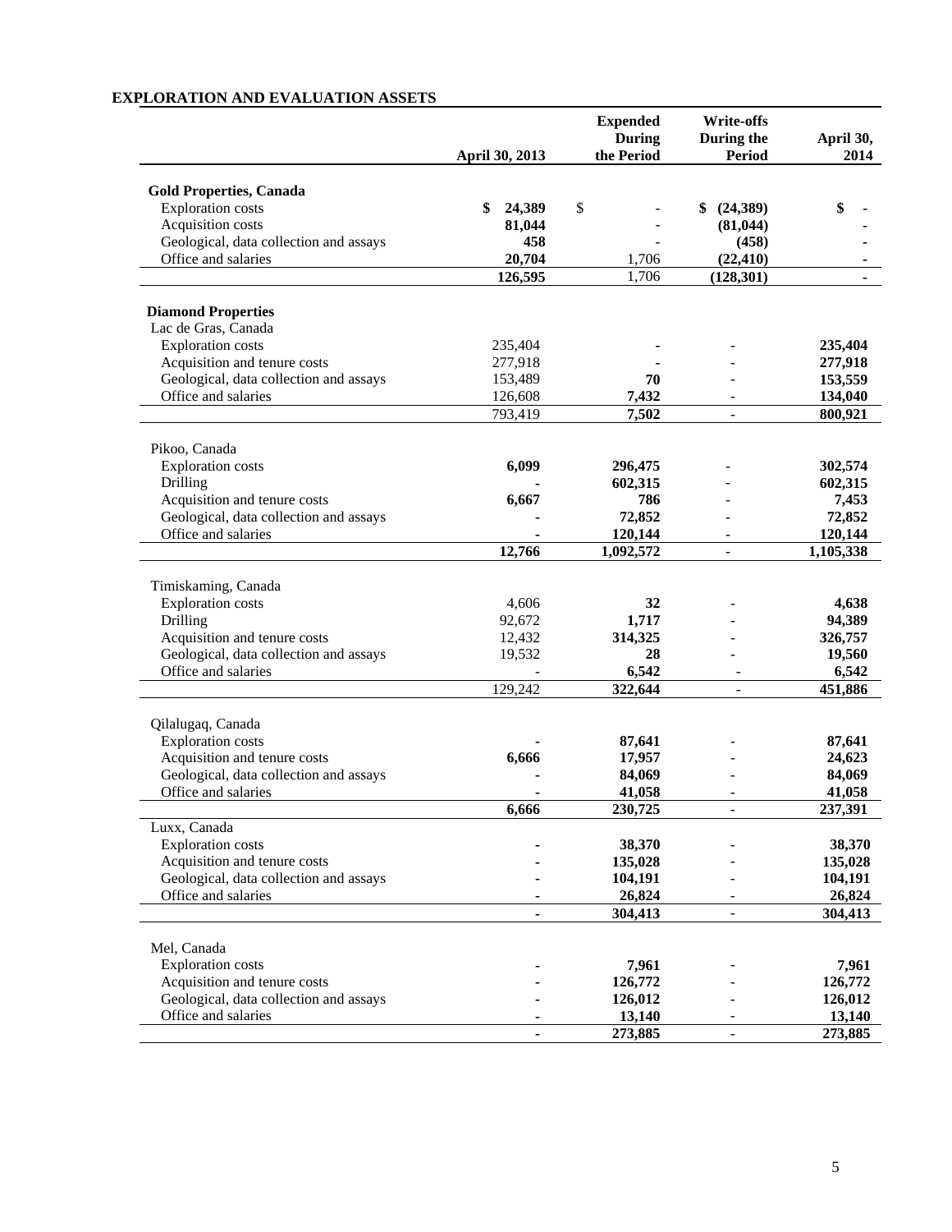## EXPLORATION AND EVALUATION ASSETS

| | April 30, 2013 | Expended During the Period | Write-offs During the Period | April 30, 2014 |
|---|---|---|---|---|
| **Gold Properties, Canada** | | | | |
| Exploration costs | **$ 24,389** | $ - | **$ (24,389)** | **$ -** |
| Acquisition costs | **81,044** | - | **(81,044)** | **-** |
| Geological, data collection and assays | **458** | - | **(458)** | **-** |
| Office and salaries | **20,704** | 1,706 | **(22,410)** | **-** |
| | **126,595** | 1,706 | **(128,301)** | **-** |
| **Diamond Properties** | | | | |
| Lac de Gras, Canada | | | | |
| Exploration costs | 235,404 | **-** | - | **235,404** |
| Acquisition and tenure costs | 277,918 | **-** | - | **277,918** |
| Geological, data collection and assays | 153,489 | **70** | - | **153,559** |
| Office and salaries | 126,608 | **7,432** | - | **134,040** |
| | 793,419 | **7,502** | - | **800,921** |
| Pikoo, Canada | | | | |
| Exploration costs | **6,099** | **296,475** | - | **302,574** |
| Drilling | **-** | **602,315** | - | **602,315** |
| Acquisition and tenure costs | **6,667** | **786** | - | **7,453** |
| Geological, data collection and assays | **-** | **72,852** | - | **72,852** |
| Office and salaries | **-** | **120,144** | - | **120,144** |
| | **12,766** | **1,092,572** | **-** | **1,105,338** |
| Timiskaming, Canada | | | | |
| Exploration costs | 4,606 | **32** | - | **4,638** |
| Drilling | 92,672 | **1,717** | - | **94,389** |
| Acquisition and tenure costs | 12,432 | **314,325** | - | **326,757** |
| Geological, data collection and assays | 19,532 | **28** | - | **19,560** |
| Office and salaries | - | **6,542** | - | **6,542** |
| | 129,242 | **322,644** | - | **451,886** |
| Qilalugaq, Canada | | | | |
| Exploration costs | **-** | **87,641** | - | **87,641** |
| Acquisition and tenure costs | **6,666** | **17,957** | - | **24,623** |
| Geological, data collection and assays | **-** | **84,069** | - | **84,069** |
| Office and salaries | **-** | **41,058** | - | **41,058** |
| | **6,666** | **230,725** | **-** | **237,391** |
| Luxx, Canada | | | | |
| Exploration costs | **-** | **38,370** | - | **38,370** |
| Acquisition and tenure costs | **-** | **135,028** | - | **135,028** |
| Geological, data collection and assays | **-** | **104,191** | - | **104,191** |
| Office and salaries | **-** | **26,824** | - | **26,824** |
| | **-** | **304,413** | **-** | **304,413** |
| Mel, Canada | | | | |
| Exploration costs | **-** | **7,961** | - | **7,961** |
| Acquisition and tenure costs | **-** | **126,772** | - | **126,772** |
| Geological, data collection and assays | **-** | **126,012** | - | **126,012** |
| Office and salaries | **-** | **13,140** | - | **13,140** |
| | **-** | **273,885** | **-** | **273,885** |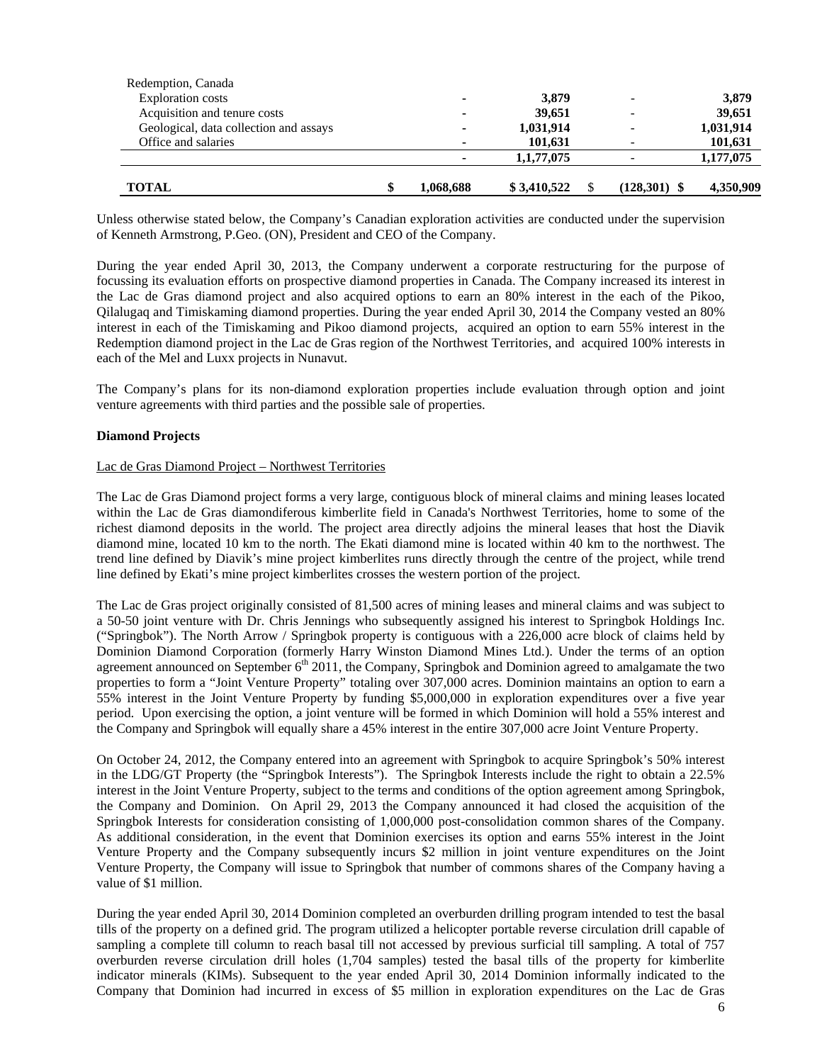| | | | | |
|---|---|---|---|---|
| Redemption, Canada | | | | |
| Exploration costs | - | 3,879 | - | 3,879 |
| Acquisition and tenure costs | - | 39,651 | - | 39,651 |
| Geological, data collection and assays | - | 1,031,914 | - | 1,031,914 |
| Office and salaries | - | 101,631 | - | 101,631 |
| | - | 1,1,77,075 | - | 1,177,075 |
| **TOTAL** | $ 1,068,688 | $ 3,410,522 | $ (128,301) | $ 4,350,909 |

Unless otherwise stated below, the Company's Canadian exploration activities are conducted under the supervision of Kenneth Armstrong, P.Geo. (ON), President and CEO of the Company.

During the year ended April 30, 2013, the Company underwent a corporate restructuring for the purpose of focussing its evaluation efforts on prospective diamond properties in Canada. The Company increased its interest in the Lac de Gras diamond project and also acquired options to earn an 80% interest in the each of the Pikoo, Qilalugaq and Timiskaming diamond properties. During the year ended April 30, 2014 the Company vested an 80% interest in each of the Timiskaming and Pikoo diamond projects, acquired an option to earn 55% interest in the Redemption diamond project in the Lac de Gras region of the Northwest Territories, and acquired 100% interests in each of the Mel and Luxx projects in Nunavut.

The Company's plans for its non-diamond exploration properties include evaluation through option and joint venture agreements with third parties and the possible sale of properties.

**Diamond Projects**

Lac de Gras Diamond Project – Northwest Territories

The Lac de Gras Diamond project forms a very large, contiguous block of mineral claims and mining leases located within the Lac de Gras diamondiferous kimberlite field in Canada's Northwest Territories, home to some of the richest diamond deposits in the world. The project area directly adjoins the mineral leases that host the Diavik diamond mine, located 10 km to the north. The Ekati diamond mine is located within 40 km to the northwest. The trend line defined by Diavik's mine project kimberlites runs directly through the centre of the project, while trend line defined by Ekati's mine project kimberlites crosses the western portion of the project.

The Lac de Gras project originally consisted of 81,500 acres of mining leases and mineral claims and was subject to a 50-50 joint venture with Dr. Chris Jennings who subsequently assigned his interest to Springbok Holdings Inc. ("Springbok"). The North Arrow / Springbok property is contiguous with a 226,000 acre block of claims held by Dominion Diamond Corporation (formerly Harry Winston Diamond Mines Ltd.). Under the terms of an option agreement announced on September 6th 2011, the Company, Springbok and Dominion agreed to amalgamate the two properties to form a "Joint Venture Property" totaling over 307,000 acres. Dominion maintains an option to earn a 55% interest in the Joint Venture Property by funding $5,000,000 in exploration expenditures over a five year period. Upon exercising the option, a joint venture will be formed in which Dominion will hold a 55% interest and the Company and Springbok will equally share a 45% interest in the entire 307,000 acre Joint Venture Property.

On October 24, 2012, the Company entered into an agreement with Springbok to acquire Springbok's 50% interest in the LDG/GT Property (the "Springbok Interests"). The Springbok Interests include the right to obtain a 22.5% interest in the Joint Venture Property, subject to the terms and conditions of the option agreement among Springbok, the Company and Dominion. On April 29, 2013 the Company announced it had closed the acquisition of the Springbok Interests for consideration consisting of 1,000,000 post-consolidation common shares of the Company. As additional consideration, in the event that Dominion exercises its option and earns 55% interest in the Joint Venture Property and the Company subsequently incurs $2 million in joint venture expenditures on the Joint Venture Property, the Company will issue to Springbok that number of commons shares of the Company having a value of $1 million.

During the year ended April 30, 2014 Dominion completed an overburden drilling program intended to test the basal tills of the property on a defined grid. The program utilized a helicopter portable reverse circulation drill capable of sampling a complete till column to reach basal till not accessed by previous surficial till sampling. A total of 757 overburden reverse circulation drill holes (1,704 samples) tested the basal tills of the property for kimberlite indicator minerals (KIMs). Subsequent to the year ended April 30, 2014 Dominion informally indicated to the Company that Dominion had incurred in excess of $5 million in exploration expenditures on the Lac de Gras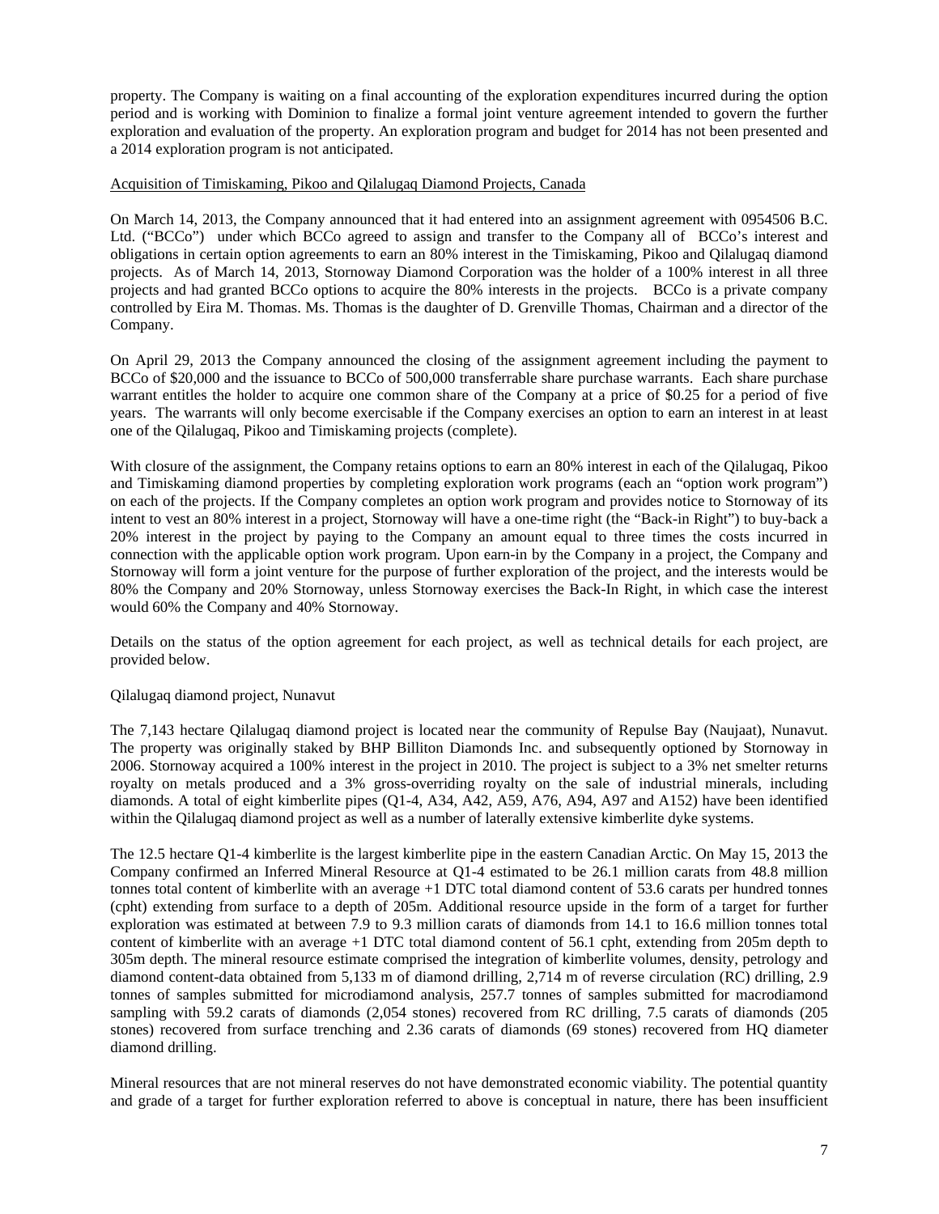property. The Company is waiting on a final accounting of the exploration expenditures incurred during the option period and is working with Dominion to finalize a formal joint venture agreement intended to govern the further exploration and evaluation of the property. An exploration program and budget for 2014 has not been presented and a 2014 exploration program is not anticipated.

Acquisition of Timiskaming, Pikoo and Qilalugaq Diamond Projects, Canada

On March 14, 2013, the Company announced that it had entered into an assignment agreement with 0954506 B.C. Ltd. ("BCCo") under which BCCo agreed to assign and transfer to the Company all of BCCo's interest and obligations in certain option agreements to earn an 80% interest in the Timiskaming, Pikoo and Qilalugaq diamond projects. As of March 14, 2013, Stornoway Diamond Corporation was the holder of a 100% interest in all three projects and had granted BCCo options to acquire the 80% interests in the projects. BCCo is a private company controlled by Eira M. Thomas. Ms. Thomas is the daughter of D. Grenville Thomas, Chairman and a director of the Company.

On April 29, 2013 the Company announced the closing of the assignment agreement including the payment to BCCo of $20,000 and the issuance to BCCo of 500,000 transferrable share purchase warrants. Each share purchase warrant entitles the holder to acquire one common share of the Company at a price of $0.25 for a period of five years. The warrants will only become exercisable if the Company exercises an option to earn an interest in at least one of the Qilalugaq, Pikoo and Timiskaming projects (complete).

With closure of the assignment, the Company retains options to earn an 80% interest in each of the Qilalugaq, Pikoo and Timiskaming diamond properties by completing exploration work programs (each an "option work program") on each of the projects. If the Company completes an option work program and provides notice to Stornoway of its intent to vest an 80% interest in a project, Stornoway will have a one-time right (the "Back-in Right") to buy-back a 20% interest in the project by paying to the Company an amount equal to three times the costs incurred in connection with the applicable option work program. Upon earn-in by the Company in a project, the Company and Stornoway will form a joint venture for the purpose of further exploration of the project, and the interests would be 80% the Company and 20% Stornoway, unless Stornoway exercises the Back-In Right, in which case the interest would 60% the Company and 40% Stornoway.

Details on the status of the option agreement for each project, as well as technical details for each project, are provided below.

Qilalugaq diamond project, Nunavut

The 7,143 hectare Qilalugaq diamond project is located near the community of Repulse Bay (Naujaat), Nunavut. The property was originally staked by BHP Billiton Diamonds Inc. and subsequently optioned by Stornoway in 2006. Stornoway acquired a 100% interest in the project in 2010. The project is subject to a 3% net smelter returns royalty on metals produced and a 3% gross-overriding royalty on the sale of industrial minerals, including diamonds. A total of eight kimberlite pipes (Q1-4, A34, A42, A59, A76, A94, A97 and A152) have been identified within the Qilalugaq diamond project as well as a number of laterally extensive kimberlite dyke systems.

The 12.5 hectare Q1-4 kimberlite is the largest kimberlite pipe in the eastern Canadian Arctic. On May 15, 2013 the Company confirmed an Inferred Mineral Resource at Q1-4 estimated to be 26.1 million carats from 48.8 million tonnes total content of kimberlite with an average +1 DTC total diamond content of 53.6 carats per hundred tonnes (cpht) extending from surface to a depth of 205m. Additional resource upside in the form of a target for further exploration was estimated at between 7.9 to 9.3 million carats of diamonds from 14.1 to 16.6 million tonnes total content of kimberlite with an average +1 DTC total diamond content of 56.1 cpht, extending from 205m depth to 305m depth. The mineral resource estimate comprised the integration of kimberlite volumes, density, petrology and diamond content-data obtained from 5,133 m of diamond drilling, 2,714 m of reverse circulation (RC) drilling, 2.9 tonnes of samples submitted for microdiamond analysis, 257.7 tonnes of samples submitted for macrodiamond sampling with 59.2 carats of diamonds (2,054 stones) recovered from RC drilling, 7.5 carats of diamonds (205 stones) recovered from surface trenching and 2.36 carats of diamonds (69 stones) recovered from HQ diameter diamond drilling.

Mineral resources that are not mineral reserves do not have demonstrated economic viability. The potential quantity and grade of a target for further exploration referred to above is conceptual in nature, there has been insufficient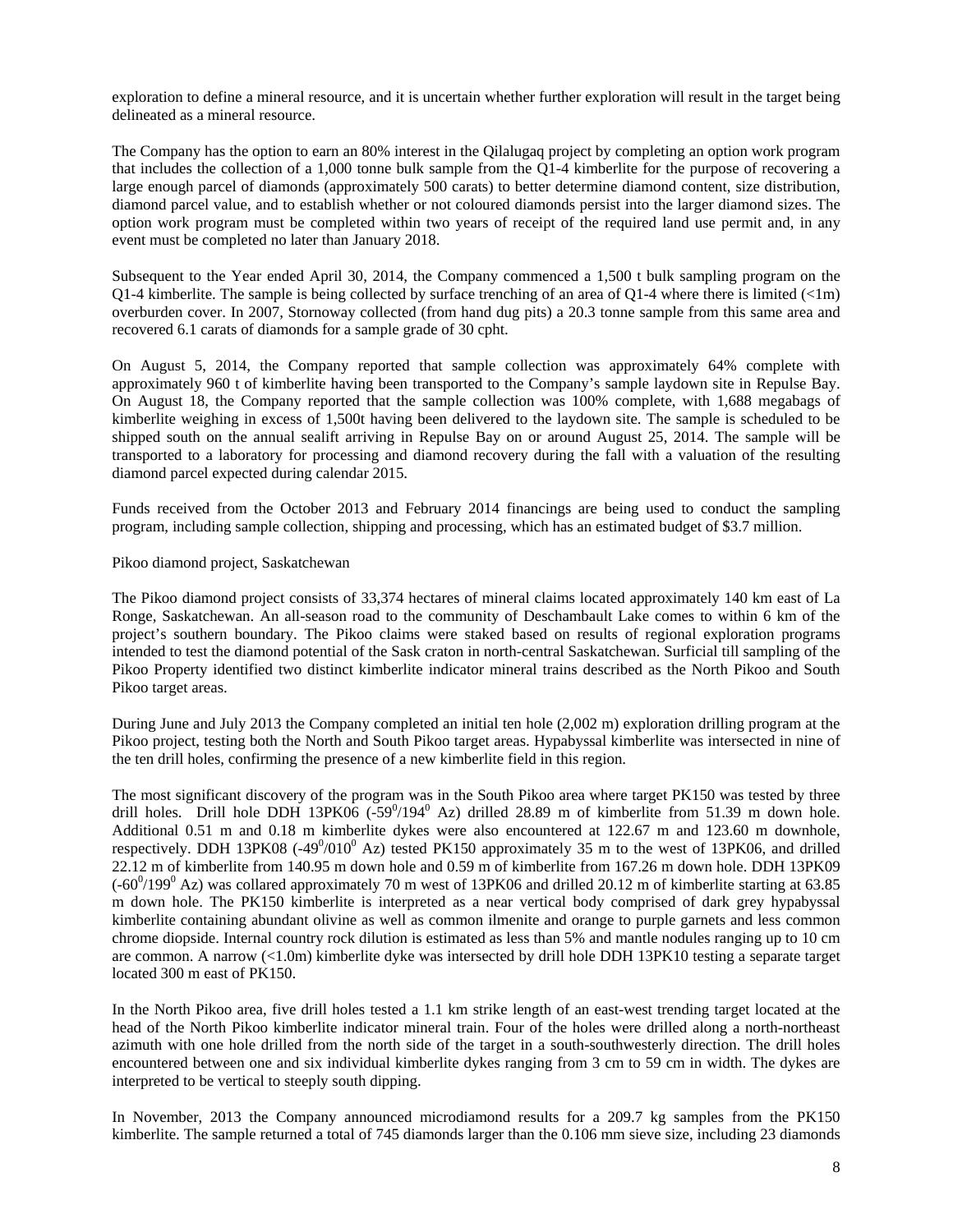exploration to define a mineral resource, and it is uncertain whether further exploration will result in the target being delineated as a mineral resource.

The Company has the option to earn an 80% interest in the Qilalugaq project by completing an option work program that includes the collection of a 1,000 tonne bulk sample from the Q1-4 kimberlite for the purpose of recovering a large enough parcel of diamonds (approximately 500 carats) to better determine diamond content, size distribution, diamond parcel value, and to establish whether or not coloured diamonds persist into the larger diamond sizes. The option work program must be completed within two years of receipt of the required land use permit and, in any event must be completed no later than January 2018.

Subsequent to the Year ended April 30, 2014, the Company commenced a 1,500 t bulk sampling program on the Q1-4 kimberlite. The sample is being collected by surface trenching of an area of Q1-4 where there is limited (<1m) overburden cover. In 2007, Stornoway collected (from hand dug pits) a 20.3 tonne sample from this same area and recovered 6.1 carats of diamonds for a sample grade of 30 cpht.

On August 5, 2014, the Company reported that sample collection was approximately 64% complete with approximately 960 t of kimberlite having been transported to the Company's sample laydown site in Repulse Bay. On August 18, the Company reported that the sample collection was 100% complete, with 1,688 megabags of kimberlite weighing in excess of 1,500t having been delivered to the laydown site. The sample is scheduled to be shipped south on the annual sealift arriving in Repulse Bay on or around August 25, 2014. The sample will be transported to a laboratory for processing and diamond recovery during the fall with a valuation of the resulting diamond parcel expected during calendar 2015.

Funds received from the October 2013 and February 2014 financings are being used to conduct the sampling program, including sample collection, shipping and processing, which has an estimated budget of $3.7 million.

Pikoo diamond project, Saskatchewan

The Pikoo diamond project consists of 33,374 hectares of mineral claims located approximately 140 km east of La Ronge, Saskatchewan. An all-season road to the community of Deschambault Lake comes to within 6 km of the project's southern boundary. The Pikoo claims were staked based on results of regional exploration programs intended to test the diamond potential of the Sask craton in north-central Saskatchewan. Surficial till sampling of the Pikoo Property identified two distinct kimberlite indicator mineral trains described as the North Pikoo and South Pikoo target areas.

During June and July 2013 the Company completed an initial ten hole (2,002 m) exploration drilling program at the Pikoo project, testing both the North and South Pikoo target areas. Hypabyssal kimberlite was intersected in nine of the ten drill holes, confirming the presence of a new kimberlite field in this region.

The most significant discovery of the program was in the South Pikoo area where target PK150 was tested by three drill holes. Drill hole DDH 13PK06 ($-59^0/194^0$ Az) drilled 28.89 m of kimberlite from 51.39 m down hole. Additional 0.51 m and 0.18 m kimberlite dykes were also encountered at 122.67 m and 123.60 m downhole, respectively. DDH 13PK08 ($-49^0/010^0$ Az) tested PK150 approximately 35 m to the west of 13PK06, and drilled 22.12 m of kimberlite from 140.95 m down hole and 0.59 m of kimberlite from 167.26 m down hole. DDH 13PK09 ($-60^0/199^0$ Az) was collared approximately 70 m west of 13PK06 and drilled 20.12 m of kimberlite starting at 63.85 m down hole. The PK150 kimberlite is interpreted as a near vertical body comprised of dark grey hypabyssal kimberlite containing abundant olivine as well as common ilmenite and orange to purple garnets and less common chrome diopside. Internal country rock dilution is estimated as less than 5% and mantle nodules ranging up to 10 cm are common. A narrow (<1.0m) kimberlite dyke was intersected by drill hole DDH 13PK10 testing a separate target located 300 m east of PK150.

In the North Pikoo area, five drill holes tested a 1.1 km strike length of an east-west trending target located at the head of the North Pikoo kimberlite indicator mineral train. Four of the holes were drilled along a north-northeast azimuth with one hole drilled from the north side of the target in a south-southwesterly direction. The drill holes encountered between one and six individual kimberlite dykes ranging from 3 cm to 59 cm in width. The dykes are interpreted to be vertical to steeply south dipping.

In November, 2013 the Company announced microdiamond results for a 209.7 kg samples from the PK150 kimberlite. The sample returned a total of 745 diamonds larger than the 0.106 mm sieve size, including 23 diamonds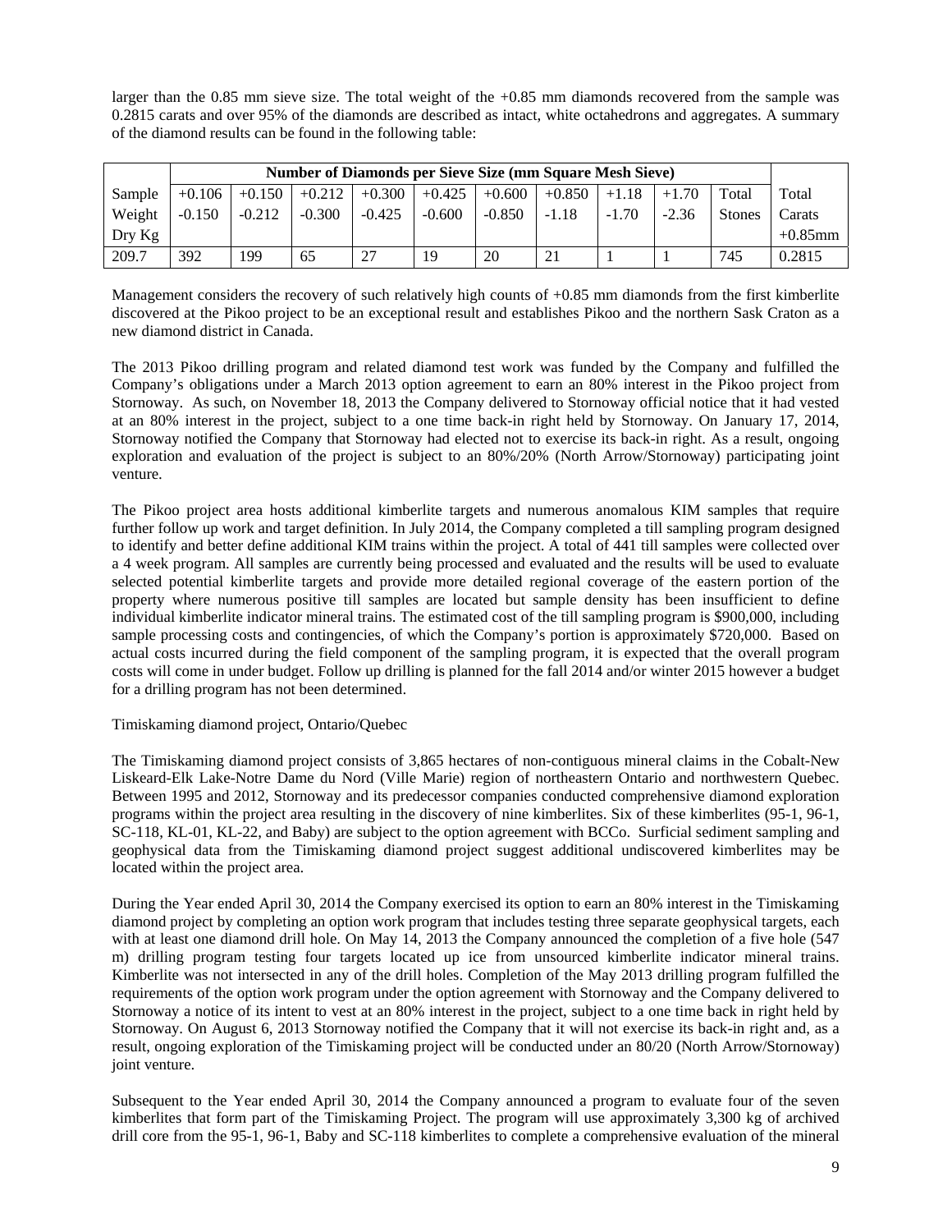larger than the 0.85 mm sieve size. The total weight of the +0.85 mm diamonds recovered from the sample was 0.2815 carats and over 95% of the diamonds are described as intact, white octahedrons and aggregates. A summary of the diamond results can be found in the following table:

| | Number of Diamonds per Sieve Size (mm Square Mesh Sieve) | | | | | | | | | | |
|---|---|---|---|---|---|---|---|---|---|---|---|
| Sample Weight Dry Kg | +0.106 -0.150 | +0.150 -0.212 | +0.212 -0.300 | +0.300 -0.425 | +0.425 -0.600 | +0.600 -0.850 | +0.850 -1.18 | +1.18 -1.70 | +1.70 -2.36 | Total Stones | Total Carats +0.85mm |
| 209.7 | 392 | 199 | 65 | 27 | 19 | 20 | 21 | 1 | 1 | 745 | 0.2815 |

Management considers the recovery of such relatively high counts of +0.85 mm diamonds from the first kimberlite discovered at the Pikoo project to be an exceptional result and establishes Pikoo and the northern Sask Craton as a new diamond district in Canada.

The 2013 Pikoo drilling program and related diamond test work was funded by the Company and fulfilled the Company's obligations under a March 2013 option agreement to earn an 80% interest in the Pikoo project from Stornoway. As such, on November 18, 2013 the Company delivered to Stornoway official notice that it had vested at an 80% interest in the project, subject to a one time back-in right held by Stornoway. On January 17, 2014, Stornoway notified the Company that Stornoway had elected not to exercise its back-in right. As a result, ongoing exploration and evaluation of the project is subject to an 80%/20% (North Arrow/Stornoway) participating joint venture.

The Pikoo project area hosts additional kimberlite targets and numerous anomalous KIM samples that require further follow up work and target definition. In July 2014, the Company completed a till sampling program designed to identify and better define additional KIM trains within the project. A total of 441 till samples were collected over a 4 week program. All samples are currently being processed and evaluated and the results will be used to evaluate selected potential kimberlite targets and provide more detailed regional coverage of the eastern portion of the property where numerous positive till samples are located but sample density has been insufficient to define individual kimberlite indicator mineral trains. The estimated cost of the till sampling program is $900,000, including sample processing costs and contingencies, of which the Company's portion is approximately $720,000. Based on actual costs incurred during the field component of the sampling program, it is expected that the overall program costs will come in under budget. Follow up drilling is planned for the fall 2014 and/or winter 2015 however a budget for a drilling program has not been determined.

Timiskaming diamond project, Ontario/Quebec

The Timiskaming diamond project consists of 3,865 hectares of non-contiguous mineral claims in the Cobalt-New Liskeard-Elk Lake-Notre Dame du Nord (Ville Marie) region of northeastern Ontario and northwestern Quebec. Between 1995 and 2012, Stornoway and its predecessor companies conducted comprehensive diamond exploration programs within the project area resulting in the discovery of nine kimberlites. Six of these kimberlites (95-1, 96-1, SC-118, KL-01, KL-22, and Baby) are subject to the option agreement with BCCo. Surficial sediment sampling and geophysical data from the Timiskaming diamond project suggest additional undiscovered kimberlites may be located within the project area.

During the Year ended April 30, 2014 the Company exercised its option to earn an 80% interest in the Timiskaming diamond project by completing an option work program that includes testing three separate geophysical targets, each with at least one diamond drill hole. On May 14, 2013 the Company announced the completion of a five hole (547 m) drilling program testing four targets located up ice from unsourced kimberlite indicator mineral trains. Kimberlite was not intersected in any of the drill holes. Completion of the May 2013 drilling program fulfilled the requirements of the option work program under the option agreement with Stornoway and the Company delivered to Stornoway a notice of its intent to vest at an 80% interest in the project, subject to a one time back in right held by Stornoway. On August 6, 2013 Stornoway notified the Company that it will not exercise its back-in right and, as a result, ongoing exploration of the Timiskaming project will be conducted under an 80/20 (North Arrow/Stornoway) joint venture.

Subsequent to the Year ended April 30, 2014 the Company announced a program to evaluate four of the seven kimberlites that form part of the Timiskaming Project. The program will use approximately 3,300 kg of archived drill core from the 95-1, 96-1, Baby and SC-118 kimberlites to complete a comprehensive evaluation of the mineral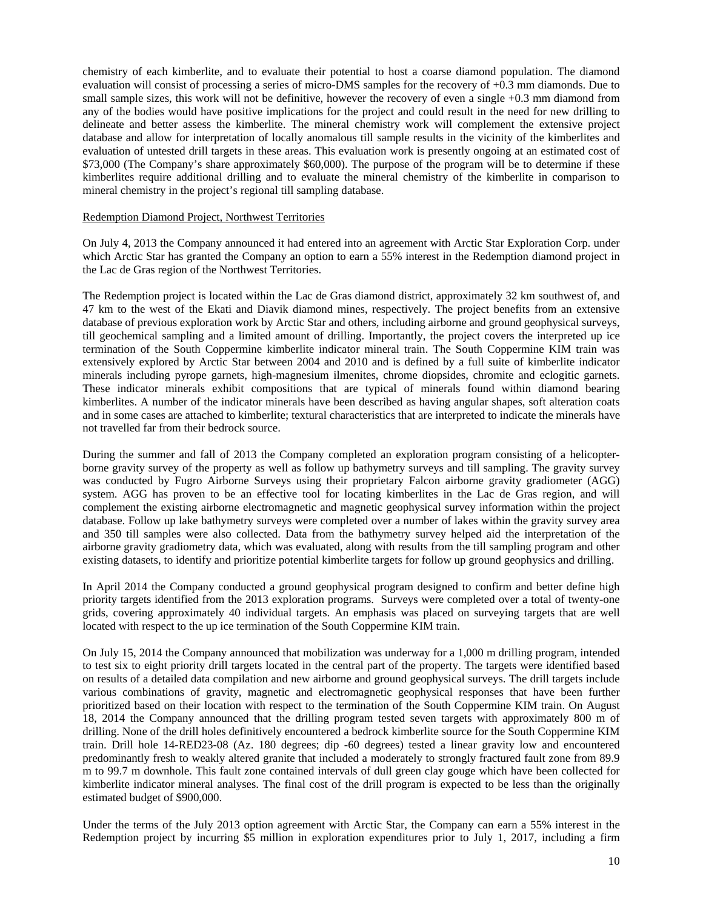chemistry of each kimberlite, and to evaluate their potential to host a coarse diamond population. The diamond evaluation will consist of processing a series of micro-DMS samples for the recovery of +0.3 mm diamonds. Due to small sample sizes, this work will not be definitive, however the recovery of even a single +0.3 mm diamond from any of the bodies would have positive implications for the project and could result in the need for new drilling to delineate and better assess the kimberlite. The mineral chemistry work will complement the extensive project database and allow for interpretation of locally anomalous till sample results in the vicinity of the kimberlites and evaluation of untested drill targets in these areas. This evaluation work is presently ongoing at an estimated cost of $73,000 (The Company's share approximately $60,000). The purpose of the program will be to determine if these kimberlites require additional drilling and to evaluate the mineral chemistry of the kimberlite in comparison to mineral chemistry in the project's regional till sampling database.

Redemption Diamond Project, Northwest Territories

On July 4, 2013 the Company announced it had entered into an agreement with Arctic Star Exploration Corp. under which Arctic Star has granted the Company an option to earn a 55% interest in the Redemption diamond project in the Lac de Gras region of the Northwest Territories.

The Redemption project is located within the Lac de Gras diamond district, approximately 32 km southwest of, and 47 km to the west of the Ekati and Diavik diamond mines, respectively. The project benefits from an extensive database of previous exploration work by Arctic Star and others, including airborne and ground geophysical surveys, till geochemical sampling and a limited amount of drilling. Importantly, the project covers the interpreted up ice termination of the South Coppermine kimberlite indicator mineral train. The South Coppermine KIM train was extensively explored by Arctic Star between 2004 and 2010 and is defined by a full suite of kimberlite indicator minerals including pyrope garnets, high-magnesium ilmenites, chrome diopsides, chromite and eclogitic garnets. These indicator minerals exhibit compositions that are typical of minerals found within diamond bearing kimberlites. A number of the indicator minerals have been described as having angular shapes, soft alteration coats and in some cases are attached to kimberlite; textural characteristics that are interpreted to indicate the minerals have not travelled far from their bedrock source.

During the summer and fall of 2013 the Company completed an exploration program consisting of a helicopter-borne gravity survey of the property as well as follow up bathymetry surveys and till sampling. The gravity survey was conducted by Fugro Airborne Surveys using their proprietary Falcon airborne gravity gradiometer (AGG) system. AGG has proven to be an effective tool for locating kimberlites in the Lac de Gras region, and will complement the existing airborne electromagnetic and magnetic geophysical survey information within the project database. Follow up lake bathymetry surveys were completed over a number of lakes within the gravity survey area and 350 till samples were also collected. Data from the bathymetry survey helped aid the interpretation of the airborne gravity gradiometry data, which was evaluated, along with results from the till sampling program and other existing datasets, to identify and prioritize potential kimberlite targets for follow up ground geophysics and drilling.

In April 2014 the Company conducted a ground geophysical program designed to confirm and better define high priority targets identified from the 2013 exploration programs. Surveys were completed over a total of twenty-one grids, covering approximately 40 individual targets. An emphasis was placed on surveying targets that are well located with respect to the up ice termination of the South Coppermine KIM train.

On July 15, 2014 the Company announced that mobilization was underway for a 1,000 m drilling program, intended to test six to eight priority drill targets located in the central part of the property. The targets were identified based on results of a detailed data compilation and new airborne and ground geophysical surveys. The drill targets include various combinations of gravity, magnetic and electromagnetic geophysical responses that have been further prioritized based on their location with respect to the termination of the South Coppermine KIM train. On August 18, 2014 the Company announced that the drilling program tested seven targets with approximately 800 m of drilling. None of the drill holes definitively encountered a bedrock kimberlite source for the South Coppermine KIM train. Drill hole 14-RED23-08 (Az. 180 degrees; dip -60 degrees) tested a linear gravity low and encountered predominantly fresh to weakly altered granite that included a moderately to strongly fractured fault zone from 89.9 m to 99.7 m downhole. This fault zone contained intervals of dull green clay gouge which have been collected for kimberlite indicator mineral analyses. The final cost of the drill program is expected to be less than the originally estimated budget of $900,000.

Under the terms of the July 2013 option agreement with Arctic Star, the Company can earn a 55% interest in the Redemption project by incurring $5 million in exploration expenditures prior to July 1, 2017, including a firm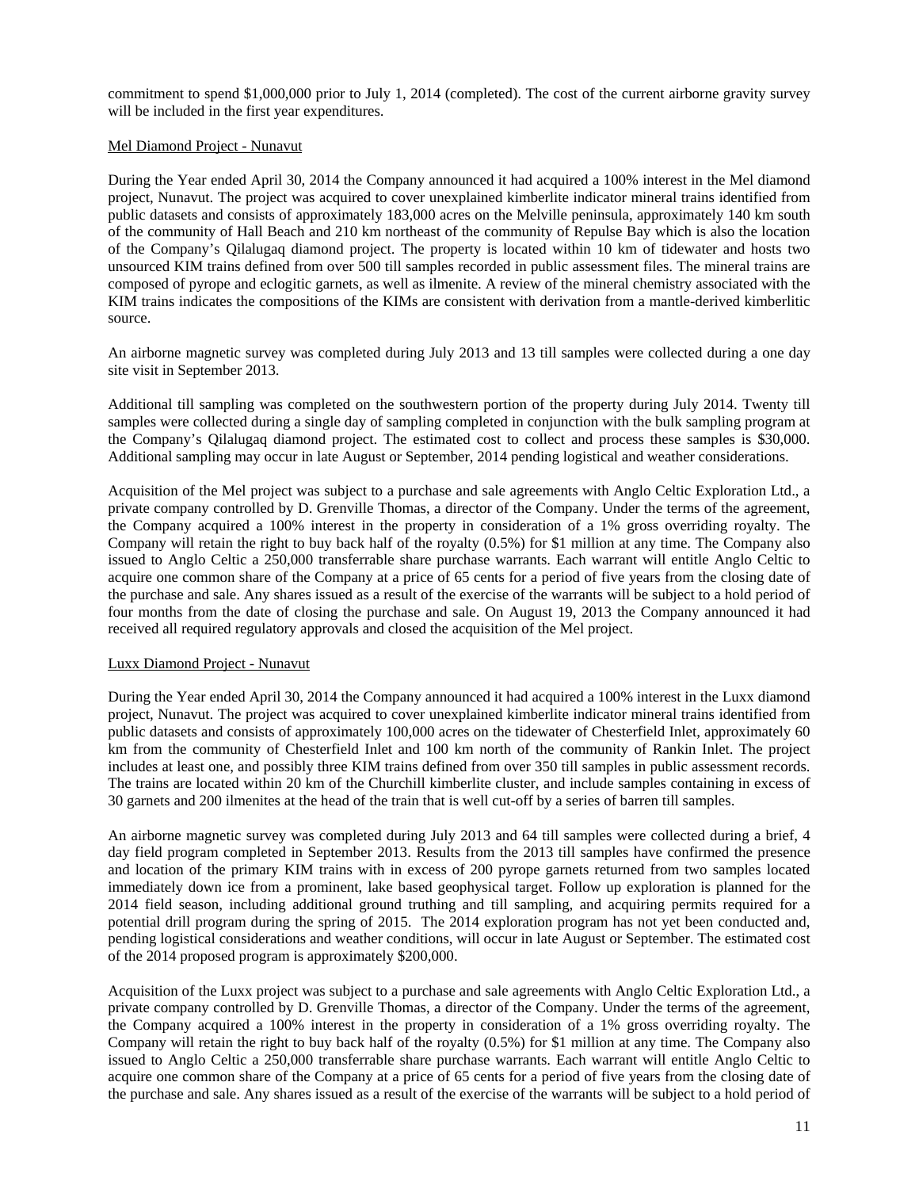commitment to spend $1,000,000 prior to July 1, 2014 (completed). The cost of the current airborne gravity survey will be included in the first year expenditures.

Mel Diamond Project - Nunavut

During the Year ended April 30, 2014 the Company announced it had acquired a 100% interest in the Mel diamond project, Nunavut. The project was acquired to cover unexplained kimberlite indicator mineral trains identified from public datasets and consists of approximately 183,000 acres on the Melville peninsula, approximately 140 km south of the community of Hall Beach and 210 km northeast of the community of Repulse Bay which is also the location of the Company's Qilalugaq diamond project. The property is located within 10 km of tidewater and hosts two unsourced KIM trains defined from over 500 till samples recorded in public assessment files. The mineral trains are composed of pyrope and eclogitic garnets, as well as ilmenite. A review of the mineral chemistry associated with the KIM trains indicates the compositions of the KIMs are consistent with derivation from a mantle-derived kimberlitic source.

An airborne magnetic survey was completed during July 2013 and 13 till samples were collected during a one day site visit in September 2013.

Additional till sampling was completed on the southwestern portion of the property during July 2014. Twenty till samples were collected during a single day of sampling completed in conjunction with the bulk sampling program at the Company's Qilalugaq diamond project. The estimated cost to collect and process these samples is $30,000. Additional sampling may occur in late August or September, 2014 pending logistical and weather considerations.

Acquisition of the Mel project was subject to a purchase and sale agreements with Anglo Celtic Exploration Ltd., a private company controlled by D. Grenville Thomas, a director of the Company. Under the terms of the agreement, the Company acquired a 100% interest in the property in consideration of a 1% gross overriding royalty. The Company will retain the right to buy back half of the royalty (0.5%) for $1 million at any time. The Company also issued to Anglo Celtic a 250,000 transferrable share purchase warrants. Each warrant will entitle Anglo Celtic to acquire one common share of the Company at a price of 65 cents for a period of five years from the closing date of the purchase and sale. Any shares issued as a result of the exercise of the warrants will be subject to a hold period of four months from the date of closing the purchase and sale. On August 19, 2013 the Company announced it had received all required regulatory approvals and closed the acquisition of the Mel project.

Luxx Diamond Project - Nunavut

During the Year ended April 30, 2014 the Company announced it had acquired a 100% interest in the Luxx diamond project, Nunavut. The project was acquired to cover unexplained kimberlite indicator mineral trains identified from public datasets and consists of approximately 100,000 acres on the tidewater of Chesterfield Inlet, approximately 60 km from the community of Chesterfield Inlet and 100 km north of the community of Rankin Inlet. The project includes at least one, and possibly three KIM trains defined from over 350 till samples in public assessment records. The trains are located within 20 km of the Churchill kimberlite cluster, and include samples containing in excess of 30 garnets and 200 ilmenites at the head of the train that is well cut-off by a series of barren till samples.

An airborne magnetic survey was completed during July 2013 and 64 till samples were collected during a brief, 4 day field program completed in September 2013. Results from the 2013 till samples have confirmed the presence and location of the primary KIM trains with in excess of 200 pyrope garnets returned from two samples located immediately down ice from a prominent, lake based geophysical target. Follow up exploration is planned for the 2014 field season, including additional ground truthing and till sampling, and acquiring permits required for a potential drill program during the spring of 2015. The 2014 exploration program has not yet been conducted and, pending logistical considerations and weather conditions, will occur in late August or September. The estimated cost of the 2014 proposed program is approximately $200,000.

Acquisition of the Luxx project was subject to a purchase and sale agreements with Anglo Celtic Exploration Ltd., a private company controlled by D. Grenville Thomas, a director of the Company. Under the terms of the agreement, the Company acquired a 100% interest in the property in consideration of a 1% gross overriding royalty. The Company will retain the right to buy back half of the royalty (0.5%) for $1 million at any time. The Company also issued to Anglo Celtic a 250,000 transferrable share purchase warrants. Each warrant will entitle Anglo Celtic to acquire one common share of the Company at a price of 65 cents for a period of five years from the closing date of the purchase and sale. Any shares issued as a result of the exercise of the warrants will be subject to a hold period of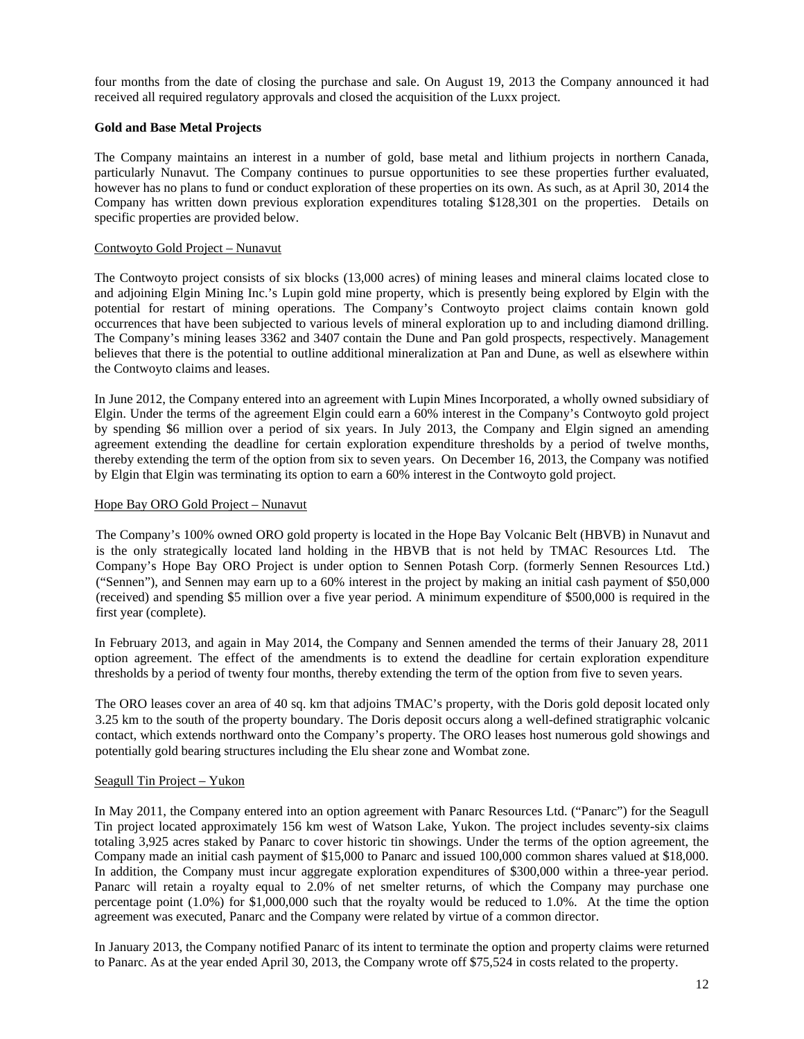four months from the date of closing the purchase and sale. On August 19, 2013 the Company announced it had received all required regulatory approvals and closed the acquisition of the Luxx project.

**Gold and Base Metal Projects**

The Company maintains an interest in a number of gold, base metal and lithium projects in northern Canada, particularly Nunavut. The Company continues to pursue opportunities to see these properties further evaluated, however has no plans to fund or conduct exploration of these properties on its own. As such, as at April 30, 2014 the Company has written down previous exploration expenditures totaling $128,301 on the properties. Details on specific properties are provided below.

Contwoyto Gold Project – Nunavut

The Contwoyto project consists of six blocks (13,000 acres) of mining leases and mineral claims located close to and adjoining Elgin Mining Inc.'s Lupin gold mine property, which is presently being explored by Elgin with the potential for restart of mining operations. The Company's Contwoyto project claims contain known gold occurrences that have been subjected to various levels of mineral exploration up to and including diamond drilling. The Company's mining leases 3362 and 3407 contain the Dune and Pan gold prospects, respectively. Management believes that there is the potential to outline additional mineralization at Pan and Dune, as well as elsewhere within the Contwoyto claims and leases.

In June 2012, the Company entered into an agreement with Lupin Mines Incorporated, a wholly owned subsidiary of Elgin. Under the terms of the agreement Elgin could earn a 60% interest in the Company's Contwoyto gold project by spending $6 million over a period of six years. In July 2013, the Company and Elgin signed an amending agreement extending the deadline for certain exploration expenditure thresholds by a period of twelve months, thereby extending the term of the option from six to seven years. On December 16, 2013, the Company was notified by Elgin that Elgin was terminating its option to earn a 60% interest in the Contwoyto gold project.

Hope Bay ORO Gold Project – Nunavut

The Company's 100% owned ORO gold property is located in the Hope Bay Volcanic Belt (HBVB) in Nunavut and is the only strategically located land holding in the HBVB that is not held by TMAC Resources Ltd. The Company's Hope Bay ORO Project is under option to Sennen Potash Corp. (formerly Sennen Resources Ltd.) ("Sennen"), and Sennen may earn up to a 60% interest in the project by making an initial cash payment of $50,000 (received) and spending $5 million over a five year period. A minimum expenditure of $500,000 is required in the first year (complete).

In February 2013, and again in May 2014, the Company and Sennen amended the terms of their January 28, 2011 option agreement. The effect of the amendments is to extend the deadline for certain exploration expenditure thresholds by a period of twenty four months, thereby extending the term of the option from five to seven years.

The ORO leases cover an area of 40 sq. km that adjoins TMAC's property, with the Doris gold deposit located only 3.25 km to the south of the property boundary. The Doris deposit occurs along a well-defined stratigraphic volcanic contact, which extends northward onto the Company's property. The ORO leases host numerous gold showings and potentially gold bearing structures including the Elu shear zone and Wombat zone.

Seagull Tin Project – Yukon

In May 2011, the Company entered into an option agreement with Panarc Resources Ltd. ("Panarc") for the Seagull Tin project located approximately 156 km west of Watson Lake, Yukon. The project includes seventy-six claims totaling 3,925 acres staked by Panarc to cover historic tin showings. Under the terms of the option agreement, the Company made an initial cash payment of $15,000 to Panarc and issued 100,000 common shares valued at $18,000. In addition, the Company must incur aggregate exploration expenditures of $300,000 within a three-year period. Panarc will retain a royalty equal to 2.0% of net smelter returns, of which the Company may purchase one percentage point (1.0%) for $1,000,000 such that the royalty would be reduced to 1.0%. At the time the option agreement was executed, Panarc and the Company were related by virtue of a common director.

In January 2013, the Company notified Panarc of its intent to terminate the option and property claims were returned to Panarc. As at the year ended April 30, 2013, the Company wrote off $75,524 in costs related to the property.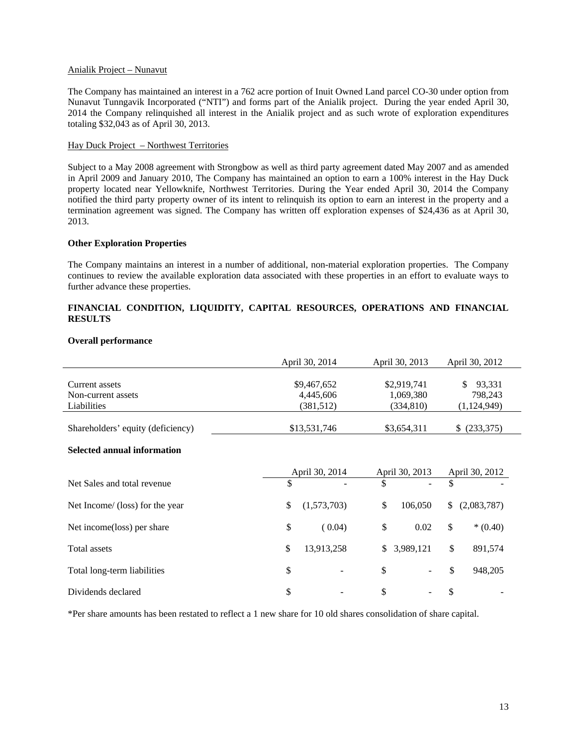Anialik Project – Nunavut

The Company has maintained an interest in a 762 acre portion of Inuit Owned Land parcel CO-30 under option from Nunavut Tunngavik Incorporated ("NTI") and forms part of the Anialik project. During the year ended April 30, 2014 the Company relinquished all interest in the Anialik project and as such wrote of exploration expenditures totaling $32,043 as of April 30, 2013.

Hay Duck Project – Northwest Territories

Subject to a May 2008 agreement with Strongbow as well as third party agreement dated May 2007 and as amended in April 2009 and January 2010, The Company has maintained an option to earn a 100% interest in the Hay Duck property located near Yellowknife, Northwest Territories. During the Year ended April 30, 2014 the Company notified the third party property owner of its intent to relinquish its option to earn an interest in the property and a termination agreement was signed. The Company has written off exploration expenses of $24,436 as at April 30, 2013.

**Other Exploration Properties**

The Company maintains an interest in a number of additional, non-material exploration properties. The Company continues to review the available exploration data associated with these properties in an effort to evaluate ways to further advance these properties.

**FINANCIAL CONDITION, LIQUIDITY, CAPITAL RESOURCES, OPERATIONS AND FINANCIAL RESULTS**

**Overall performance**

| | April 30, 2014 | April 30, 2013 | April 30, 2012 |
|---|---|---|---|
| Current assets | $9,467,652 | $2,919,741 | $ 93,331 |
| Non-current assets | 4,445,606 | 1,069,380 | 798,243 |
| Liabilities | (381,512) | (334,810) | (1,124,949) |
| Shareholders' equity (deficiency) | $13,531,746 | $3,654,311 | $ (233,375) |

**Selected annual information**

| | April 30, 2014 | April 30, 2013 | April 30, 2012 |
|---|---|---|---|
| Net Sales and total revenue | $ - | $ - | $ - |
| Net Income/ (loss) for the year | $ (1,573,703) | $ 106,050 | $ (2,083,787) |
| Net income(loss) per share | $ ( 0.04) | $ 0.02 | $ * (0.40) |
| Total assets | $ 13,913,258 | $ 3,989,121 | $ 891,574 |
| Total long-term liabilities | $ - | $ - | $ 948,205 |
| Dividends declared | $ - | $ - | $ - |

*Per share amounts has been restated to reflect a 1 new share for 10 old shares consolidation of share capital.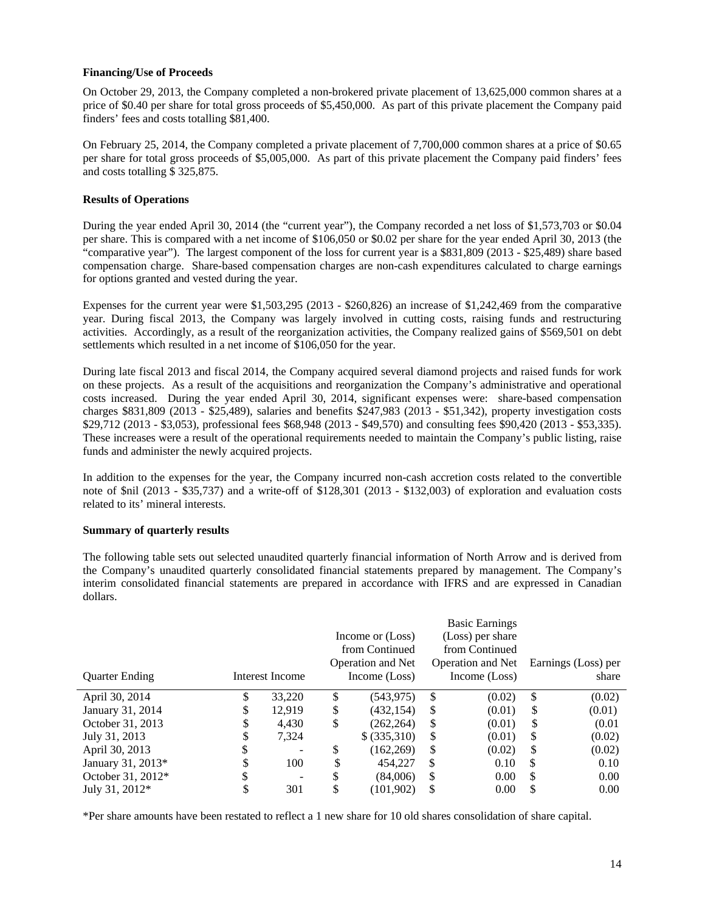### Financing/Use of Proceeds

On October 29, 2013, the Company completed a non-brokered private placement of 13,625,000 common shares at a price of $0.40 per share for total gross proceeds of $5,450,000. As part of this private placement the Company paid finders' fees and costs totalling $81,400.

On February 25, 2014, the Company completed a private placement of 7,700,000 common shares at a price of $0.65 per share for total gross proceeds of $5,005,000. As part of this private placement the Company paid finders' fees and costs totalling $ 325,875.

### Results of Operations

During the year ended April 30, 2014 (the "current year"), the Company recorded a net loss of $1,573,703 or $0.04 per share. This is compared with a net income of $106,050 or $0.02 per share for the year ended April 30, 2013 (the "comparative year"). The largest component of the loss for current year is a $831,809 (2013 - $25,489) share based compensation charge. Share-based compensation charges are non-cash expenditures calculated to charge earnings for options granted and vested during the year.

Expenses for the current year were $1,503,295 (2013 - $260,826) an increase of $1,242,469 from the comparative year. During fiscal 2013, the Company was largely involved in cutting costs, raising funds and restructuring activities. Accordingly, as a result of the reorganization activities, the Company realized gains of $569,501 on debt settlements which resulted in a net income of $106,050 for the year.

During late fiscal 2013 and fiscal 2014, the Company acquired several diamond projects and raised funds for work on these projects. As a result of the acquisitions and reorganization the Company's administrative and operational costs increased. During the year ended April 30, 2014, significant expenses were: share-based compensation charges $831,809 (2013 - $25,489), salaries and benefits $247,983 (2013 - $51,342), property investigation costs $29,712 (2013 - $3,053), professional fees $68,948 (2013 - $49,570) and consulting fees $90,420 (2013 - $53,335). These increases were a result of the operational requirements needed to maintain the Company's public listing, raise funds and administer the newly acquired projects.

In addition to the expenses for the year, the Company incurred non-cash accretion costs related to the convertible note of $nil (2013 - $35,737) and a write-off of $128,301 (2013 - $132,003) of exploration and evaluation costs related to its' mineral interests.

### Summary of quarterly results

The following table sets out selected unaudited quarterly financial information of North Arrow and is derived from the Company's unaudited quarterly consolidated financial statements prepared by management. The Company's interim consolidated financial statements are prepared in accordance with IFRS and are expressed in Canadian dollars.

| Quarter Ending | Interest Income | Income or (Loss) from Continued Operation and Net Income (Loss) | Basic Earnings (Loss) per share from Continued Operation and Net Income (Loss) | Earnings (Loss) per share |
|---|---|---|---|---|
| April 30, 2014 | $ 33,220 | $ (543,975) | $ (0.02) | $ (0.02) |
| January 31, 2014 | $ 12,919 | $ (432,154) | $ (0.01) | $ (0.01) |
| October 31, 2013 | $ 4,430 | $ (262,264) | $ (0.01) | $ (0.01 |
| July 31, 2013 | $ 7,324 | $ (335,310) | $ (0.01) | $ (0.02) |
| April 30, 2013 | $ - | $ (162,269) | $ (0.02) | $ (0.02) |
| January 31, 2013* | $ 100 | $ 454,227 | $ 0.10 | $ 0.10 |
| October 31, 2012* | $ - | $ (84,006) | $ 0.00 | $ 0.00 |
| July 31, 2012* | $ 301 | $ (101,902) | $ 0.00 | $ 0.00 |

*Per share amounts have been restated to reflect a 1 new share for 10 old shares consolidation of share capital.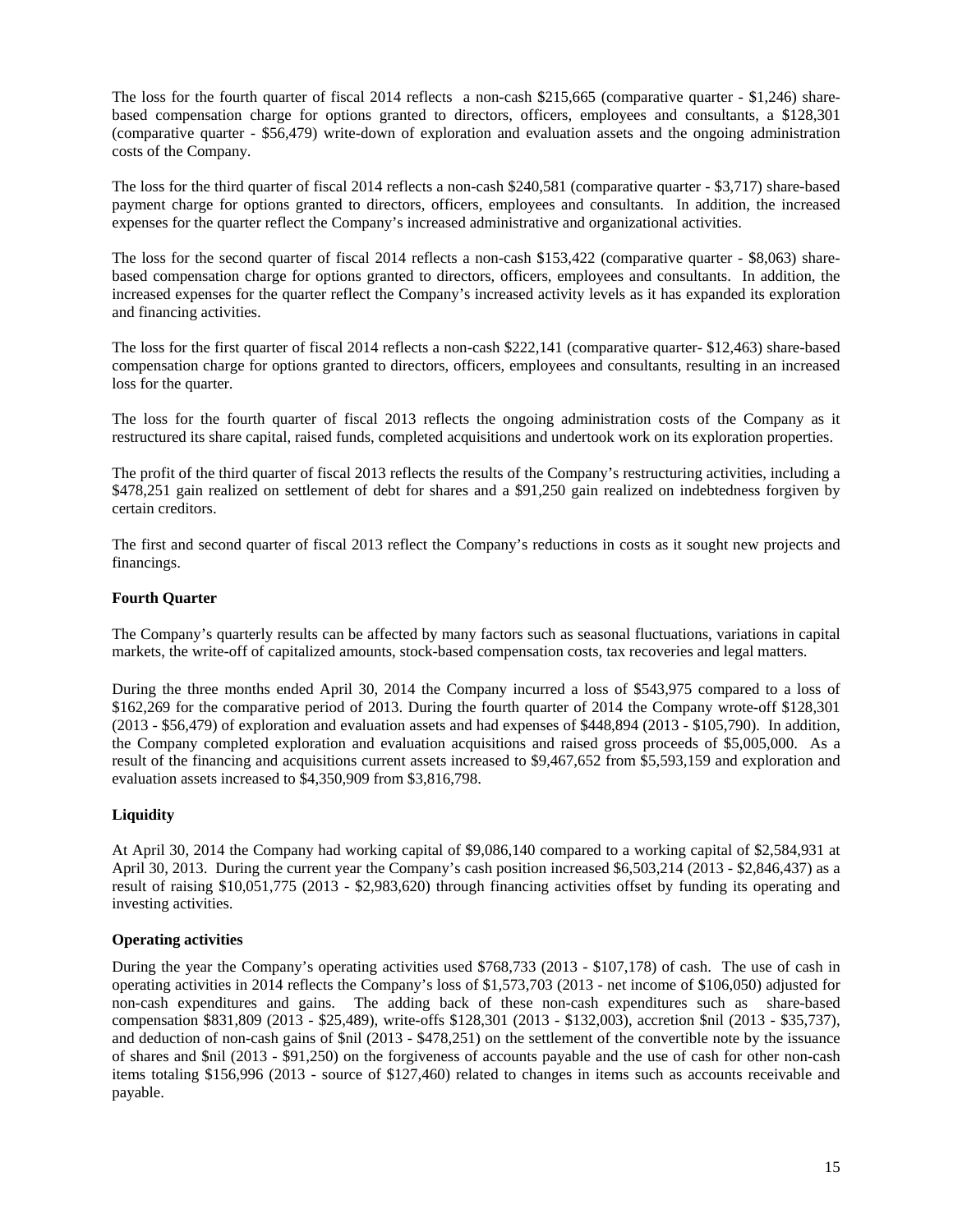The loss for the fourth quarter of fiscal 2014 reflects a non-cash $215,665 (comparative quarter - $1,246) share-based compensation charge for options granted to directors, officers, employees and consultants, a $128,301 (comparative quarter - $56,479) write-down of exploration and evaluation assets and the ongoing administration costs of the Company.

The loss for the third quarter of fiscal 2014 reflects a non-cash $240,581 (comparative quarter - $3,717) share-based payment charge for options granted to directors, officers, employees and consultants. In addition, the increased expenses for the quarter reflect the Company's increased administrative and organizational activities.

The loss for the second quarter of fiscal 2014 reflects a non-cash $153,422 (comparative quarter - $8,063) share-based compensation charge for options granted to directors, officers, employees and consultants. In addition, the increased expenses for the quarter reflect the Company's increased activity levels as it has expanded its exploration and financing activities.

The loss for the first quarter of fiscal 2014 reflects a non-cash $222,141 (comparative quarter- $12,463) share-based compensation charge for options granted to directors, officers, employees and consultants, resulting in an increased loss for the quarter.

The loss for the fourth quarter of fiscal 2013 reflects the ongoing administration costs of the Company as it restructured its share capital, raised funds, completed acquisitions and undertook work on its exploration properties.

The profit of the third quarter of fiscal 2013 reflects the results of the Company's restructuring activities, including a $478,251 gain realized on settlement of debt for shares and a $91,250 gain realized on indebtedness forgiven by certain creditors.

The first and second quarter of fiscal 2013 reflect the Company's reductions in costs as it sought new projects and financings.

**Fourth Quarter**

The Company's quarterly results can be affected by many factors such as seasonal fluctuations, variations in capital markets, the write-off of capitalized amounts, stock-based compensation costs, tax recoveries and legal matters.

During the three months ended April 30, 2014 the Company incurred a loss of $543,975 compared to a loss of $162,269 for the comparative period of 2013. During the fourth quarter of 2014 the Company wrote-off $128,301 (2013 - $56,479) of exploration and evaluation assets and had expenses of $448,894 (2013 - $105,790). In addition, the Company completed exploration and evaluation acquisitions and raised gross proceeds of $5,005,000. As a result of the financing and acquisitions current assets increased to $9,467,652 from $5,593,159 and exploration and evaluation assets increased to $4,350,909 from $3,816,798.

**Liquidity**

At April 30, 2014 the Company had working capital of $9,086,140 compared to a working capital of $2,584,931 at April 30, 2013. During the current year the Company's cash position increased $6,503,214 (2013 - $2,846,437) as a result of raising $10,051,775 (2013 - $2,983,620) through financing activities offset by funding its operating and investing activities.

**Operating activities**

During the year the Company's operating activities used $768,733 (2013 - $107,178) of cash. The use of cash in operating activities in 2014 reflects the Company's loss of $1,573,703 (2013 - net income of $106,050) adjusted for non-cash expenditures and gains. The adding back of these non-cash expenditures such as share-based compensation $831,809 (2013 - $25,489), write-offs $128,301 (2013 - $132,003), accretion $nil (2013 - $35,737), and deduction of non-cash gains of $nil (2013 - $478,251) on the settlement of the convertible note by the issuance of shares and $nil (2013 - $91,250) on the forgiveness of accounts payable and the use of cash for other non-cash items totaling $156,996 (2013 - source of $127,460) related to changes in items such as accounts receivable and payable.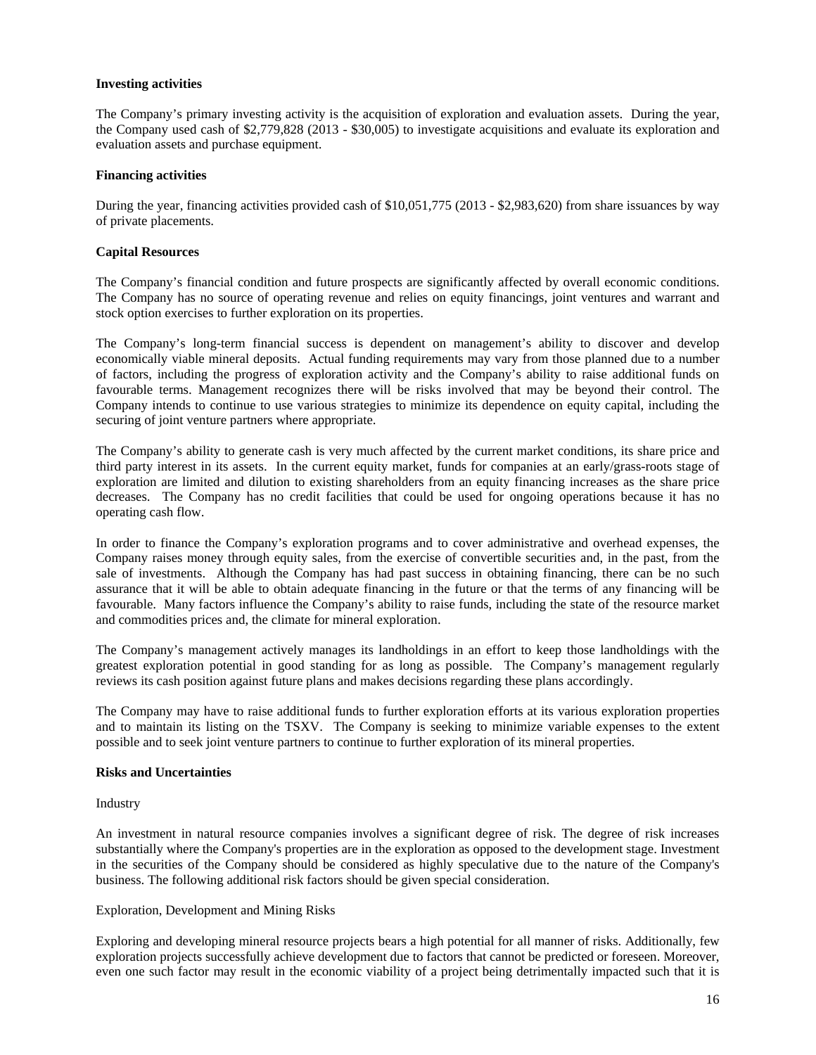**Investing activities**

The Company's primary investing activity is the acquisition of exploration and evaluation assets. During the year, the Company used cash of $2,779,828 (2013 - $30,005) to investigate acquisitions and evaluate its exploration and evaluation assets and purchase equipment.

**Financing activities**

During the year, financing activities provided cash of $10,051,775 (2013 - $2,983,620) from share issuances by way of private placements.

**Capital Resources**

The Company's financial condition and future prospects are significantly affected by overall economic conditions. The Company has no source of operating revenue and relies on equity financings, joint ventures and warrant and stock option exercises to further exploration on its properties.

The Company's long-term financial success is dependent on management's ability to discover and develop economically viable mineral deposits. Actual funding requirements may vary from those planned due to a number of factors, including the progress of exploration activity and the Company's ability to raise additional funds on favourable terms. Management recognizes there will be risks involved that may be beyond their control. The Company intends to continue to use various strategies to minimize its dependence on equity capital, including the securing of joint venture partners where appropriate.

The Company's ability to generate cash is very much affected by the current market conditions, its share price and third party interest in its assets. In the current equity market, funds for companies at an early/grass-roots stage of exploration are limited and dilution to existing shareholders from an equity financing increases as the share price decreases. The Company has no credit facilities that could be used for ongoing operations because it has no operating cash flow.

In order to finance the Company's exploration programs and to cover administrative and overhead expenses, the Company raises money through equity sales, from the exercise of convertible securities and, in the past, from the sale of investments. Although the Company has had past success in obtaining financing, there can be no such assurance that it will be able to obtain adequate financing in the future or that the terms of any financing will be favourable. Many factors influence the Company's ability to raise funds, including the state of the resource market and commodities prices and, the climate for mineral exploration.

The Company's management actively manages its landholdings in an effort to keep those landholdings with the greatest exploration potential in good standing for as long as possible. The Company's management regularly reviews its cash position against future plans and makes decisions regarding these plans accordingly.

The Company may have to raise additional funds to further exploration efforts at its various exploration properties and to maintain its listing on the TSXV. The Company is seeking to minimize variable expenses to the extent possible and to seek joint venture partners to continue to further exploration of its mineral properties.

**Risks and Uncertainties**

Industry

An investment in natural resource companies involves a significant degree of risk. The degree of risk increases substantially where the Company's properties are in the exploration as opposed to the development stage. Investment in the securities of the Company should be considered as highly speculative due to the nature of the Company's business. The following additional risk factors should be given special consideration.

Exploration, Development and Mining Risks

Exploring and developing mineral resource projects bears a high potential for all manner of risks. Additionally, few exploration projects successfully achieve development due to factors that cannot be predicted or foreseen. Moreover, even one such factor may result in the economic viability of a project being detrimentally impacted such that it is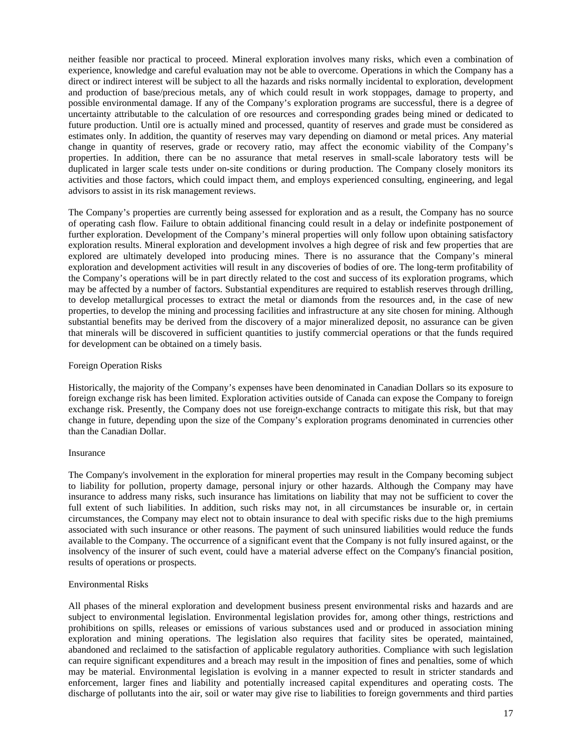neither feasible nor practical to proceed. Mineral exploration involves many risks, which even a combination of experience, knowledge and careful evaluation may not be able to overcome. Operations in which the Company has a direct or indirect interest will be subject to all the hazards and risks normally incidental to exploration, development and production of base/precious metals, any of which could result in work stoppages, damage to property, and possible environmental damage. If any of the Company's exploration programs are successful, there is a degree of uncertainty attributable to the calculation of ore resources and corresponding grades being mined or dedicated to future production. Until ore is actually mined and processed, quantity of reserves and grade must be considered as estimates only. In addition, the quantity of reserves may vary depending on diamond or metal prices. Any material change in quantity of reserves, grade or recovery ratio, may affect the economic viability of the Company's properties. In addition, there can be no assurance that metal reserves in small-scale laboratory tests will be duplicated in larger scale tests under on-site conditions or during production. The Company closely monitors its activities and those factors, which could impact them, and employs experienced consulting, engineering, and legal advisors to assist in its risk management reviews.

The Company's properties are currently being assessed for exploration and as a result, the Company has no source of operating cash flow. Failure to obtain additional financing could result in a delay or indefinite postponement of further exploration. Development of the Company's mineral properties will only follow upon obtaining satisfactory exploration results. Mineral exploration and development involves a high degree of risk and few properties that are explored are ultimately developed into producing mines. There is no assurance that the Company's mineral exploration and development activities will result in any discoveries of bodies of ore. The long-term profitability of the Company's operations will be in part directly related to the cost and success of its exploration programs, which may be affected by a number of factors. Substantial expenditures are required to establish reserves through drilling, to develop metallurgical processes to extract the metal or diamonds from the resources and, in the case of new properties, to develop the mining and processing facilities and infrastructure at any site chosen for mining. Although substantial benefits may be derived from the discovery of a major mineralized deposit, no assurance can be given that minerals will be discovered in sufficient quantities to justify commercial operations or that the funds required for development can be obtained on a timely basis.

Foreign Operation Risks

Historically, the majority of the Company's expenses have been denominated in Canadian Dollars so its exposure to foreign exchange risk has been limited. Exploration activities outside of Canada can expose the Company to foreign exchange risk. Presently, the Company does not use foreign-exchange contracts to mitigate this risk, but that may change in future, depending upon the size of the Company's exploration programs denominated in currencies other than the Canadian Dollar.

Insurance

The Company's involvement in the exploration for mineral properties may result in the Company becoming subject to liability for pollution, property damage, personal injury or other hazards. Although the Company may have insurance to address many risks, such insurance has limitations on liability that may not be sufficient to cover the full extent of such liabilities. In addition, such risks may not, in all circumstances be insurable or, in certain circumstances, the Company may elect not to obtain insurance to deal with specific risks due to the high premiums associated with such insurance or other reasons. The payment of such uninsured liabilities would reduce the funds available to the Company. The occurrence of a significant event that the Company is not fully insured against, or the insolvency of the insurer of such event, could have a material adverse effect on the Company's financial position, results of operations or prospects.

Environmental Risks

All phases of the mineral exploration and development business present environmental risks and hazards and are subject to environmental legislation. Environmental legislation provides for, among other things, restrictions and prohibitions on spills, releases or emissions of various substances used and or produced in association mining exploration and mining operations. The legislation also requires that facility sites be operated, maintained, abandoned and reclaimed to the satisfaction of applicable regulatory authorities. Compliance with such legislation can require significant expenditures and a breach may result in the imposition of fines and penalties, some of which may be material. Environmental legislation is evolving in a manner expected to result in stricter standards and enforcement, larger fines and liability and potentially increased capital expenditures and operating costs. The discharge of pollutants into the air, soil or water may give rise to liabilities to foreign governments and third parties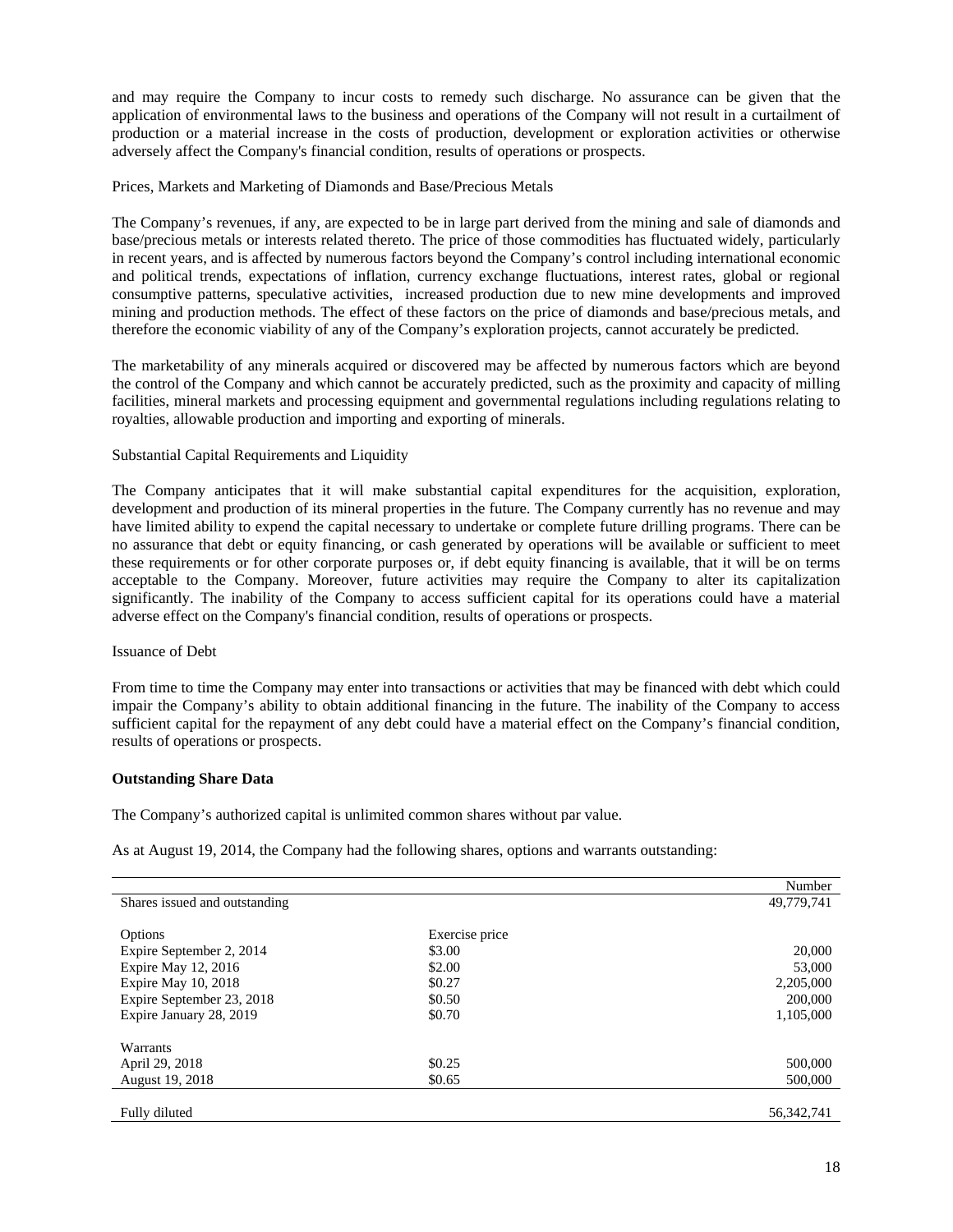and may require the Company to incur costs to remedy such discharge. No assurance can be given that the application of environmental laws to the business and operations of the Company will not result in a curtailment of production or a material increase in the costs of production, development or exploration activities or otherwise adversely affect the Company's financial condition, results of operations or prospects.

Prices, Markets and Marketing of Diamonds and Base/Precious Metals

The Company's revenues, if any, are expected to be in large part derived from the mining and sale of diamonds and base/precious metals or interests related thereto. The price of those commodities has fluctuated widely, particularly in recent years, and is affected by numerous factors beyond the Company's control including international economic and political trends, expectations of inflation, currency exchange fluctuations, interest rates, global or regional consumptive patterns, speculative activities, increased production due to new mine developments and improved mining and production methods. The effect of these factors on the price of diamonds and base/precious metals, and therefore the economic viability of any of the Company's exploration projects, cannot accurately be predicted.

The marketability of any minerals acquired or discovered may be affected by numerous factors which are beyond the control of the Company and which cannot be accurately predicted, such as the proximity and capacity of milling facilities, mineral markets and processing equipment and governmental regulations including regulations relating to royalties, allowable production and importing and exporting of minerals.

Substantial Capital Requirements and Liquidity

The Company anticipates that it will make substantial capital expenditures for the acquisition, exploration, development and production of its mineral properties in the future. The Company currently has no revenue and may have limited ability to expend the capital necessary to undertake or complete future drilling programs. There can be no assurance that debt or equity financing, or cash generated by operations will be available or sufficient to meet these requirements or for other corporate purposes or, if debt equity financing is available, that it will be on terms acceptable to the Company. Moreover, future activities may require the Company to alter its capitalization significantly. The inability of the Company to access sufficient capital for its operations could have a material adverse effect on the Company's financial condition, results of operations or prospects.

Issuance of Debt

From time to time the Company may enter into transactions or activities that may be financed with debt which could impair the Company's ability to obtain additional financing in the future. The inability of the Company to access sufficient capital for the repayment of any debt could have a material effect on the Company's financial condition, results of operations or prospects.

**Outstanding Share Data**

The Company's authorized capital is unlimited common shares without par value.

As at August 19, 2014, the Company had the following shares, options and warrants outstanding:

| | | Number |
|---|---|---|
| Shares issued and outstanding | | 49,779,741 |
| | | |
| Options | Exercise price | |
| Expire September 2, 2014 | \$3.00 | 20,000 |
| Expire May 12, 2016 | \$2.00 | 53,000 |
| Expire May 10, 2018 | \$0.27 | 2,205,000 |
| Expire September 23, 2018 | \$0.50 | 200,000 |
| Expire January 28, 2019 | \$0.70 | 1,105,000 |
| | | |
| Warrants | | |
| April 29, 2018 | \$0.25 | 500,000 |
| August 19, 2018 | \$0.65 | 500,000 |
| | | |
| Fully diluted | | 56,342,741 |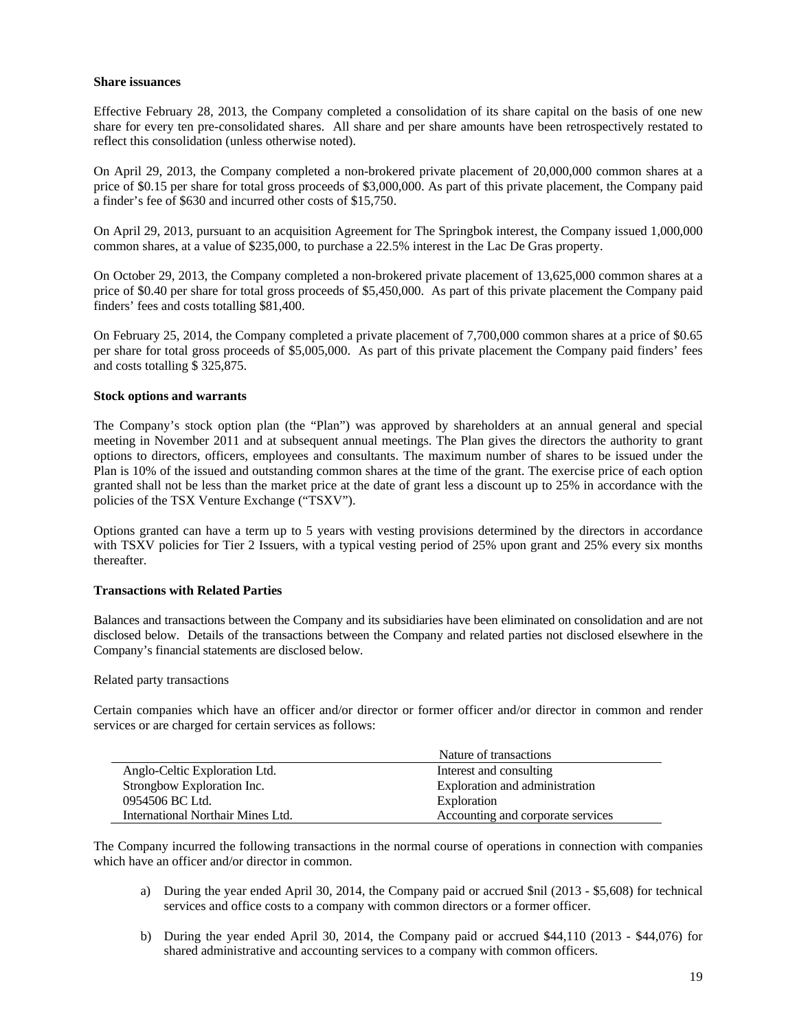**Share issuances**

Effective February 28, 2013, the Company completed a consolidation of its share capital on the basis of one new share for every ten pre-consolidated shares. All share and per share amounts have been retrospectively restated to reflect this consolidation (unless otherwise noted).

On April 29, 2013, the Company completed a non-brokered private placement of 20,000,000 common shares at a price of $0.15 per share for total gross proceeds of $3,000,000. As part of this private placement, the Company paid a finder's fee of $630 and incurred other costs of $15,750.

On April 29, 2013, pursuant to an acquisition Agreement for The Springbok interest, the Company issued 1,000,000 common shares, at a value of $235,000, to purchase a 22.5% interest in the Lac De Gras property.

On October 29, 2013, the Company completed a non-brokered private placement of 13,625,000 common shares at a price of $0.40 per share for total gross proceeds of $5,450,000. As part of this private placement the Company paid finders' fees and costs totalling $81,400.

On February 25, 2014, the Company completed a private placement of 7,700,000 common shares at a price of $0.65 per share for total gross proceeds of $5,005,000. As part of this private placement the Company paid finders' fees and costs totalling $ 325,875.

**Stock options and warrants**

The Company's stock option plan (the "Plan") was approved by shareholders at an annual general and special meeting in November 2011 and at subsequent annual meetings. The Plan gives the directors the authority to grant options to directors, officers, employees and consultants. The maximum number of shares to be issued under the Plan is 10% of the issued and outstanding common shares at the time of the grant. The exercise price of each option granted shall not be less than the market price at the date of grant less a discount up to 25% in accordance with the policies of the TSX Venture Exchange ("TSXV").

Options granted can have a term up to 5 years with vesting provisions determined by the directors in accordance with TSXV policies for Tier 2 Issuers, with a typical vesting period of 25% upon grant and 25% every six months thereafter.

**Transactions with Related Parties**

Balances and transactions between the Company and its subsidiaries have been eliminated on consolidation and are not disclosed below. Details of the transactions between the Company and related parties not disclosed elsewhere in the Company's financial statements are disclosed below.

Related party transactions

Certain companies which have an officer and/or director or former officer and/or director in common and render services or are charged for certain services as follows:

| | Nature of transactions |
|---|---|
| Anglo-Celtic Exploration Ltd. | Interest and consulting |
| Strongbow Exploration Inc. | Exploration and administration |
| 0954506 BC Ltd. | Exploration |
| International Northair Mines Ltd. | Accounting and corporate services |

The Company incurred the following transactions in the normal course of operations in connection with companies which have an officer and/or director in common.

a) During the year ended April 30, 2014, the Company paid or accrued $nil (2013 - $5,608) for technical services and office costs to a company with common directors or a former officer.

b) During the year ended April 30, 2014, the Company paid or accrued $44,110 (2013 - $44,076) for shared administrative and accounting services to a company with common officers.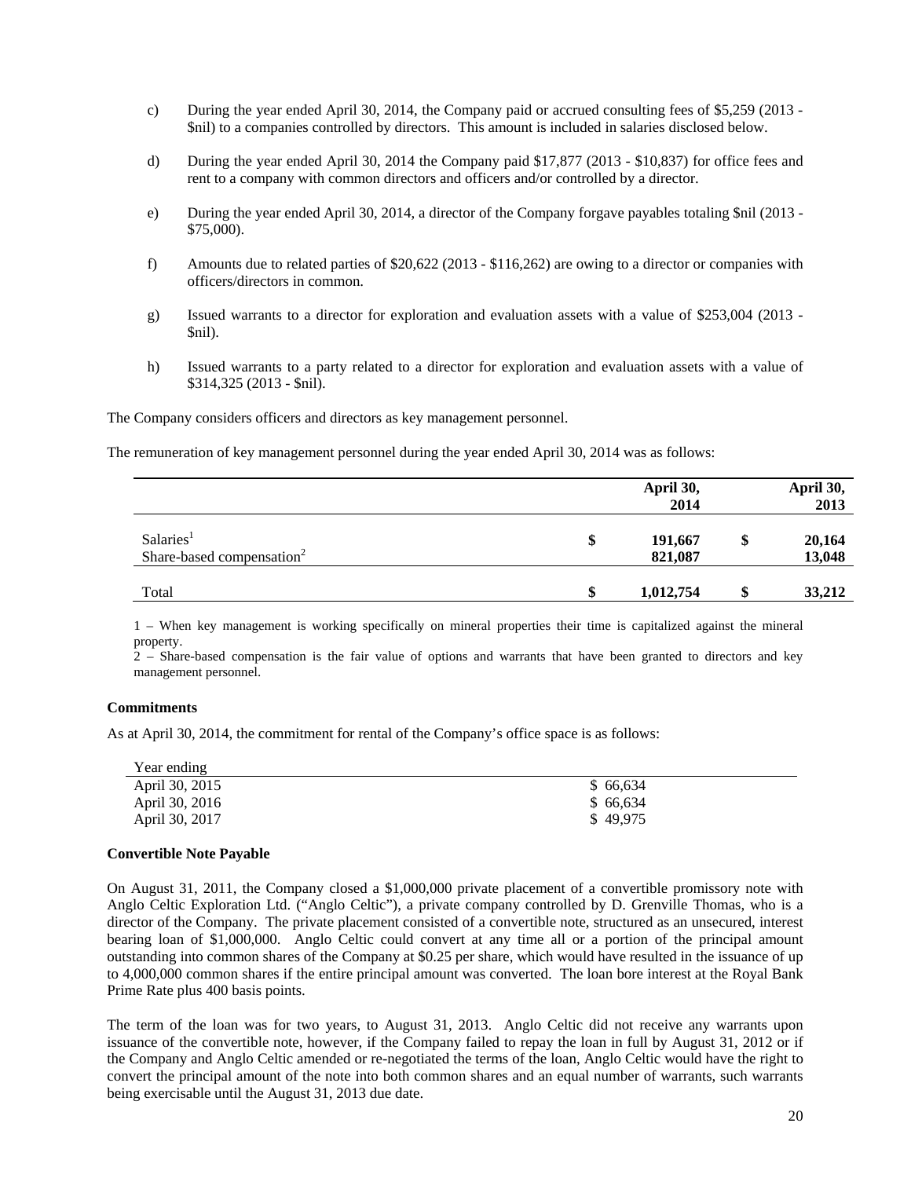c) During the year ended April 30, 2014, the Company paid or accrued consulting fees of $5,259 (2013 - $nil) to a companies controlled by directors. This amount is included in salaries disclosed below.

d) During the year ended April 30, 2014 the Company paid $17,877 (2013 - $10,837) for office fees and rent to a company with common directors and officers and/or controlled by a director.

e) During the year ended April 30, 2014, a director of the Company forgave payables totaling $nil (2013 - $75,000).

f) Amounts due to related parties of $20,622 (2013 - $116,262) are owing to a director or companies with officers/directors in common.

g) Issued warrants to a director for exploration and evaluation assets with a value of $253,004 (2013 - $nil).

h) Issued warrants to a party related to a director for exploration and evaluation assets with a value of $314,325 (2013 - $nil).

The Company considers officers and directors as key management personnel.

The remuneration of key management personnel during the year ended April 30, 2014 was as follows:

| | | April 30, 2014 | | April 30, 2013 |
|---|---|---|---|---|
| Salaries[1] | $ | 191,667 | $ | 20,164 |
| Share-based compensation[2] | | 821,087 | | 13,048 |
| Total | $ | 1,012,754 | $ | 33,212 |

1 – When key management is working specifically on mineral properties their time is capitalized against the mineral property.
2 – Share-based compensation is the fair value of options and warrants that have been granted to directors and key management personnel.

### Commitments

As at April 30, 2014, the commitment for rental of the Company's office space is as follows:

| Year ending | |
|---|---|
| April 30, 2015 | $ 66,634 |
| April 30, 2016 | $ 66,634 |
| April 30, 2017 | $ 49,975 |

### Convertible Note Payable

On August 31, 2011, the Company closed a $1,000,000 private placement of a convertible promissory note with Anglo Celtic Exploration Ltd. ("Anglo Celtic"), a private company controlled by D. Grenville Thomas, who is a director of the Company. The private placement consisted of a convertible note, structured as an unsecured, interest bearing loan of $1,000,000. Anglo Celtic could convert at any time all or a portion of the principal amount outstanding into common shares of the Company at $0.25 per share, which would have resulted in the issuance of up to 4,000,000 common shares if the entire principal amount was converted. The loan bore interest at the Royal Bank Prime Rate plus 400 basis points.

The term of the loan was for two years, to August 31, 2013. Anglo Celtic did not receive any warrants upon issuance of the convertible note, however, if the Company failed to repay the loan in full by August 31, 2012 or if the Company and Anglo Celtic amended or re-negotiated the terms of the loan, Anglo Celtic would have the right to convert the principal amount of the note into both common shares and an equal number of warrants, such warrants being exercisable until the August 31, 2013 due date.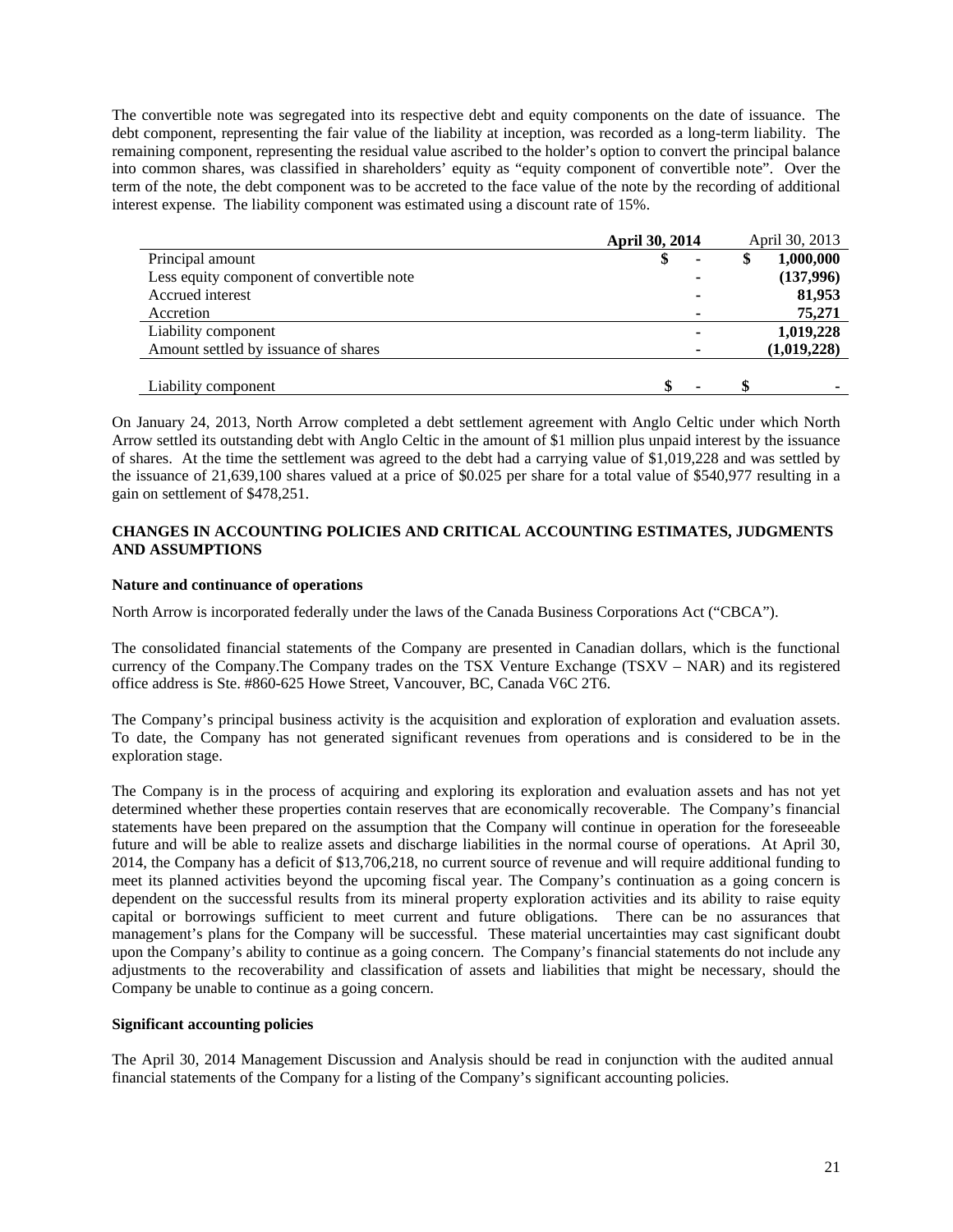The convertible note was segregated into its respective debt and equity components on the date of issuance. The debt component, representing the fair value of the liability at inception, was recorded as a long-term liability. The remaining component, representing the residual value ascribed to the holder's option to convert the principal balance into common shares, was classified in shareholders' equity as "equity component of convertible note". Over the term of the note, the debt component was to be accreted to the face value of the note by the recording of additional interest expense. The liability component was estimated using a discount rate of 15%.

| | **April 30, 2014** | April 30, 2013 |
|---|---|---|
| Principal amount | $ - | $ **1,000,000** |
| Less equity component of convertible note | - | **(137,996)** |
| Accrued interest | - | **81,953** |
| Accretion | - | **75,271** |
| Liability component | - | **1,019,228** |
| Amount settled by issuance of shares | - | **(1,019,228)** |
| Liability component | $ - | $ - |

On January 24, 2013, North Arrow completed a debt settlement agreement with Anglo Celtic under which North Arrow settled its outstanding debt with Anglo Celtic in the amount of $1 million plus unpaid interest by the issuance of shares. At the time the settlement was agreed to the debt had a carrying value of $1,019,228 and was settled by the issuance of 21,639,100 shares valued at a price of $0.025 per share for a total value of $540,977 resulting in a gain on settlement of $478,251.

## CHANGES IN ACCOUNTING POLICIES AND CRITICAL ACCOUNTING ESTIMATES, JUDGMENTS AND ASSUMPTIONS

### Nature and continuance of operations

North Arrow is incorporated federally under the laws of the Canada Business Corporations Act ("CBCA").

The consolidated financial statements of the Company are presented in Canadian dollars, which is the functional currency of the Company.The Company trades on the TSX Venture Exchange (TSXV – NAR) and its registered office address is Ste. #860-625 Howe Street, Vancouver, BC, Canada V6C 2T6.

The Company's principal business activity is the acquisition and exploration of exploration and evaluation assets. To date, the Company has not generated significant revenues from operations and is considered to be in the exploration stage.

The Company is in the process of acquiring and exploring its exploration and evaluation assets and has not yet determined whether these properties contain reserves that are economically recoverable. The Company's financial statements have been prepared on the assumption that the Company will continue in operation for the foreseeable future and will be able to realize assets and discharge liabilities in the normal course of operations. At April 30, 2014, the Company has a deficit of $13,706,218, no current source of revenue and will require additional funding to meet its planned activities beyond the upcoming fiscal year. The Company's continuation as a going concern is dependent on the successful results from its mineral property exploration activities and its ability to raise equity capital or borrowings sufficient to meet current and future obligations. There can be no assurances that management's plans for the Company will be successful. These material uncertainties may cast significant doubt upon the Company's ability to continue as a going concern. The Company's financial statements do not include any adjustments to the recoverability and classification of assets and liabilities that might be necessary, should the Company be unable to continue as a going concern.

### Significant accounting policies

The April 30, 2014 Management Discussion and Analysis should be read in conjunction with the audited annual financial statements of the Company for a listing of the Company's significant accounting policies.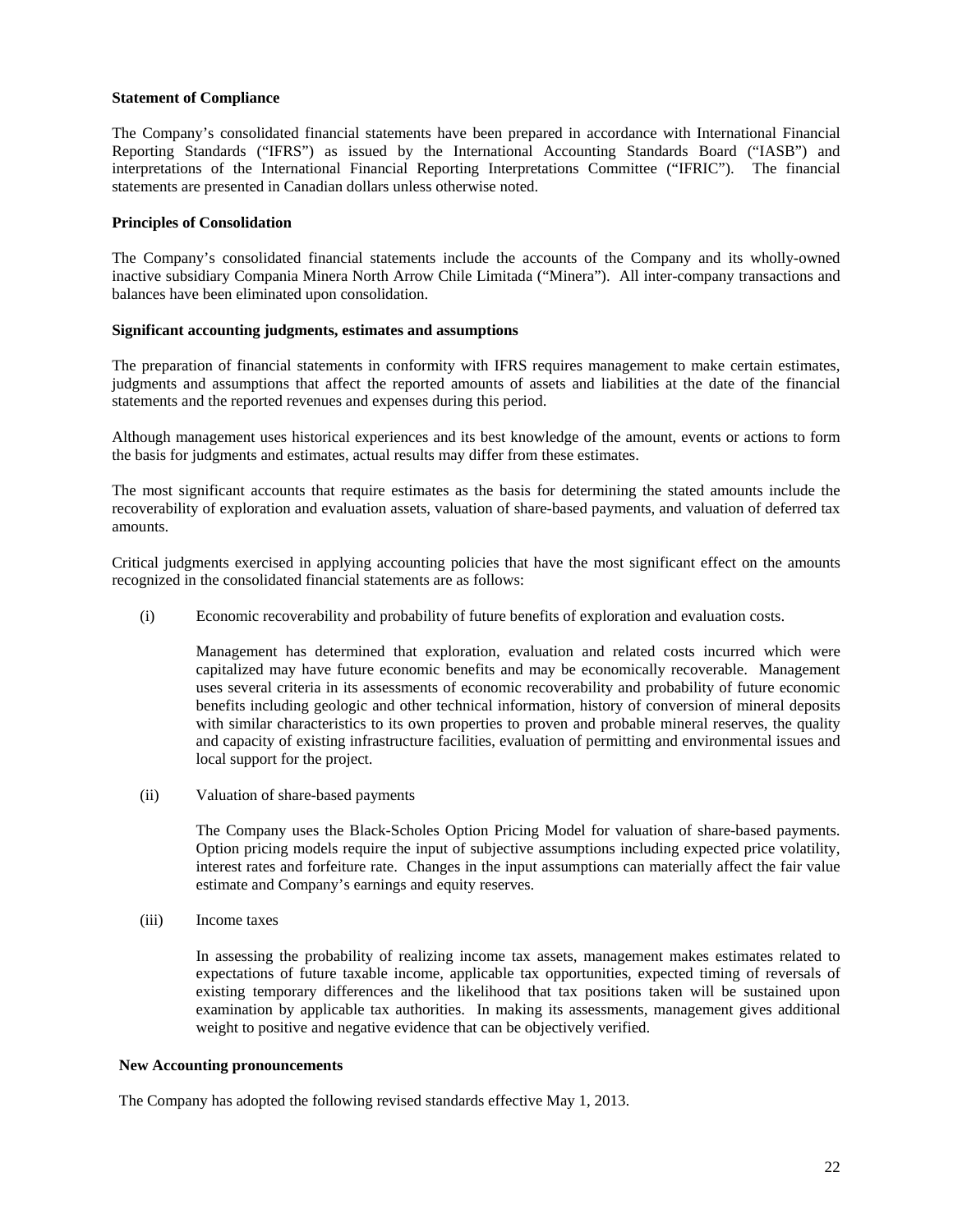**Statement of Compliance**

The Company's consolidated financial statements have been prepared in accordance with International Financial Reporting Standards ("IFRS") as issued by the International Accounting Standards Board ("IASB") and interpretations of the International Financial Reporting Interpretations Committee ("IFRIC"). The financial statements are presented in Canadian dollars unless otherwise noted.

**Principles of Consolidation**

The Company's consolidated financial statements include the accounts of the Company and its wholly-owned inactive subsidiary Compania Minera North Arrow Chile Limitada ("Minera"). All inter-company transactions and balances have been eliminated upon consolidation.

**Significant accounting judgments, estimates and assumptions**

The preparation of financial statements in conformity with IFRS requires management to make certain estimates, judgments and assumptions that affect the reported amounts of assets and liabilities at the date of the financial statements and the reported revenues and expenses during this period.

Although management uses historical experiences and its best knowledge of the amount, events or actions to form the basis for judgments and estimates, actual results may differ from these estimates.

The most significant accounts that require estimates as the basis for determining the stated amounts include the recoverability of exploration and evaluation assets, valuation of share-based payments, and valuation of deferred tax amounts.

Critical judgments exercised in applying accounting policies that have the most significant effect on the amounts recognized in the consolidated financial statements are as follows:

(i) Economic recoverability and probability of future benefits of exploration and evaluation costs.

Management has determined that exploration, evaluation and related costs incurred which were capitalized may have future economic benefits and may be economically recoverable. Management uses several criteria in its assessments of economic recoverability and probability of future economic benefits including geologic and other technical information, history of conversion of mineral deposits with similar characteristics to its own properties to proven and probable mineral reserves, the quality and capacity of existing infrastructure facilities, evaluation of permitting and environmental issues and local support for the project.

(ii) Valuation of share-based payments

The Company uses the Black-Scholes Option Pricing Model for valuation of share-based payments. Option pricing models require the input of subjective assumptions including expected price volatility, interest rates and forfeiture rate. Changes in the input assumptions can materially affect the fair value estimate and Company's earnings and equity reserves.

(iii) Income taxes

In assessing the probability of realizing income tax assets, management makes estimates related to expectations of future taxable income, applicable tax opportunities, expected timing of reversals of existing temporary differences and the likelihood that tax positions taken will be sustained upon examination by applicable tax authorities. In making its assessments, management gives additional weight to positive and negative evidence that can be objectively verified.

**New Accounting pronouncements**

The Company has adopted the following revised standards effective May 1, 2013.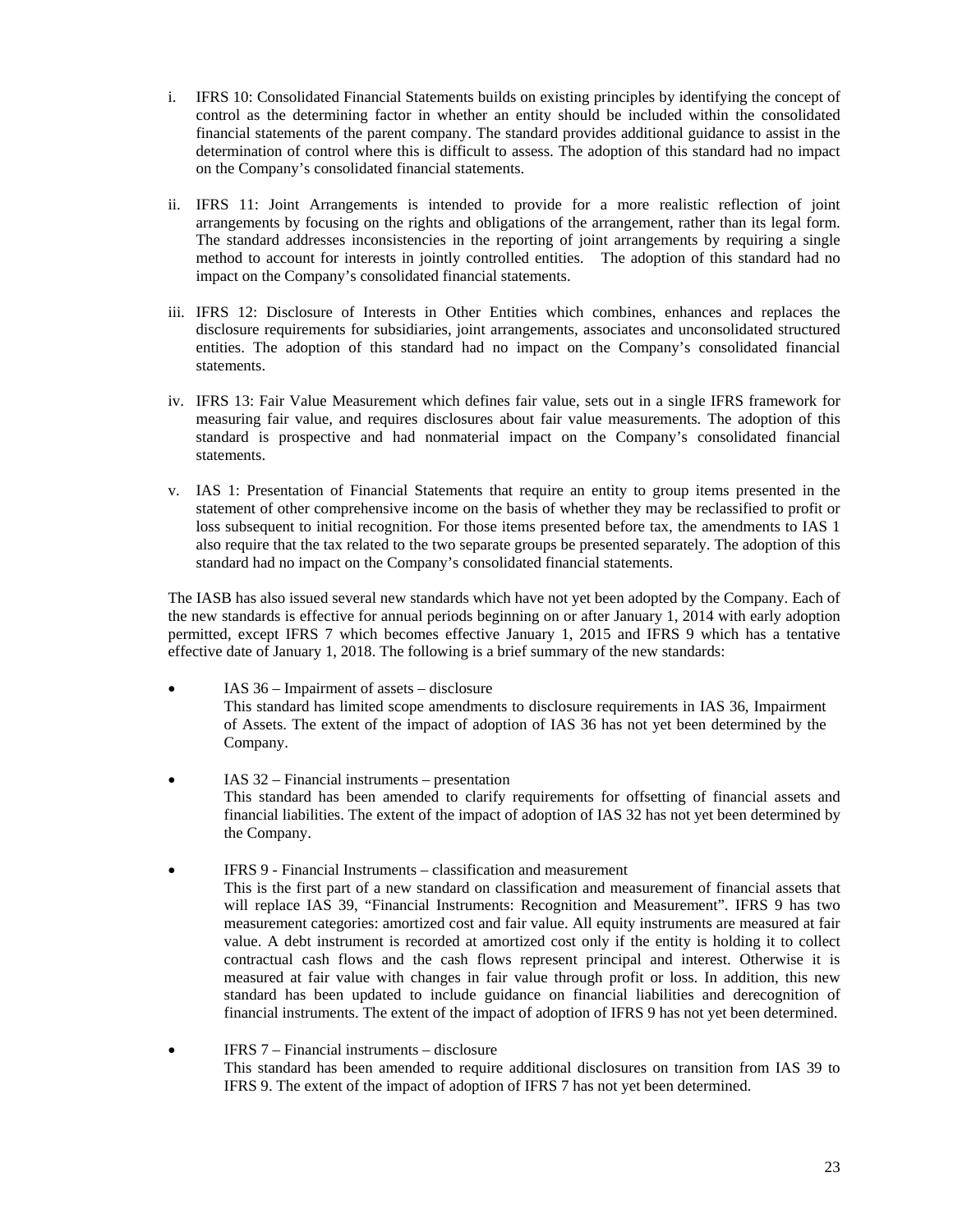i. IFRS 10: Consolidated Financial Statements builds on existing principles by identifying the concept of control as the determining factor in whether an entity should be included within the consolidated financial statements of the parent company. The standard provides additional guidance to assist in the determination of control where this is difficult to assess. The adoption of this standard had no impact on the Company's consolidated financial statements.

ii. IFRS 11: Joint Arrangements is intended to provide for a more realistic reflection of joint arrangements by focusing on the rights and obligations of the arrangement, rather than its legal form. The standard addresses inconsistencies in the reporting of joint arrangements by requiring a single method to account for interests in jointly controlled entities. The adoption of this standard had no impact on the Company's consolidated financial statements.

iii. IFRS 12: Disclosure of Interests in Other Entities which combines, enhances and replaces the disclosure requirements for subsidiaries, joint arrangements, associates and unconsolidated structured entities. The adoption of this standard had no impact on the Company's consolidated financial statements.

iv. IFRS 13: Fair Value Measurement which defines fair value, sets out in a single IFRS framework for measuring fair value, and requires disclosures about fair value measurements. The adoption of this standard is prospective and had nonmaterial impact on the Company's consolidated financial statements.

v. IAS 1: Presentation of Financial Statements that require an entity to group items presented in the statement of other comprehensive income on the basis of whether they may be reclassified to profit or loss subsequent to initial recognition. For those items presented before tax, the amendments to IAS 1 also require that the tax related to the two separate groups be presented separately. The adoption of this standard had no impact on the Company's consolidated financial statements.

The IASB has also issued several new standards which have not yet been adopted by the Company. Each of the new standards is effective for annual periods beginning on or after January 1, 2014 with early adoption permitted, except IFRS 7 which becomes effective January 1, 2015 and IFRS 9 which has a tentative effective date of January 1, 2018. The following is a brief summary of the new standards:

- IAS 36 – Impairment of assets – disclosure
  This standard has limited scope amendments to disclosure requirements in IAS 36, Impairment of Assets. The extent of the impact of adoption of IAS 36 has not yet been determined by the Company.

- IAS 32 – Financial instruments – presentation
  This standard has been amended to clarify requirements for offsetting of financial assets and financial liabilities. The extent of the impact of adoption of IAS 32 has not yet been determined by the Company.

- IFRS 9 - Financial Instruments – classification and measurement
  This is the first part of a new standard on classification and measurement of financial assets that will replace IAS 39, "Financial Instruments: Recognition and Measurement". IFRS 9 has two measurement categories: amortized cost and fair value. All equity instruments are measured at fair value. A debt instrument is recorded at amortized cost only if the entity is holding it to collect contractual cash flows and the cash flows represent principal and interest. Otherwise it is measured at fair value with changes in fair value through profit or loss. In addition, this new standard has been updated to include guidance on financial liabilities and derecognition of financial instruments. The extent of the impact of adoption of IFRS 9 has not yet been determined.

- IFRS 7 – Financial instruments – disclosure
  This standard has been amended to require additional disclosures on transition from IAS 39 to IFRS 9. The extent of the impact of adoption of IFRS 7 has not yet been determined.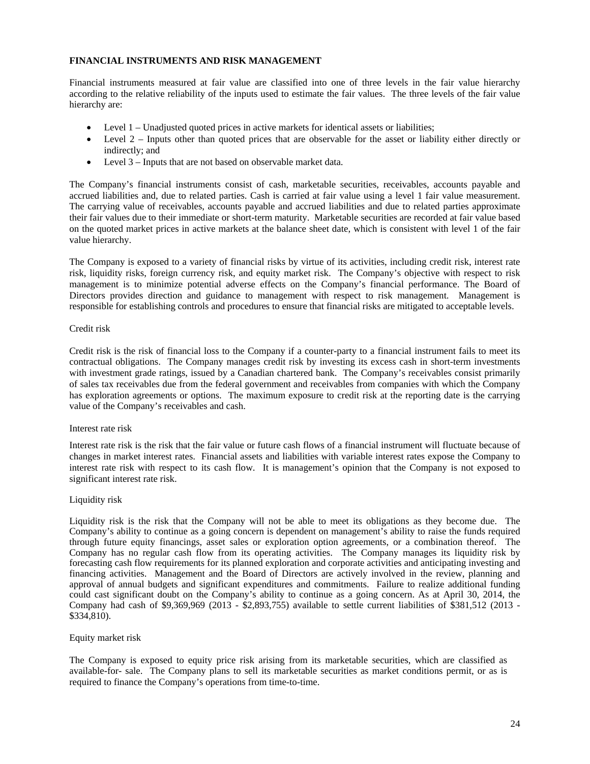## FINANCIAL INSTRUMENTS AND RISK MANAGEMENT

Financial instruments measured at fair value are classified into one of three levels in the fair value hierarchy according to the relative reliability of the inputs used to estimate the fair values. The three levels of the fair value hierarchy are:

- Level 1 – Unadjusted quoted prices in active markets for identical assets or liabilities;
- Level 2 – Inputs other than quoted prices that are observable for the asset or liability either directly or indirectly; and
- Level 3 – Inputs that are not based on observable market data.

The Company's financial instruments consist of cash, marketable securities, receivables, accounts payable and accrued liabilities and, due to related parties. Cash is carried at fair value using a level 1 fair value measurement. The carrying value of receivables, accounts payable and accrued liabilities and due to related parties approximate their fair values due to their immediate or short-term maturity. Marketable securities are recorded at fair value based on the quoted market prices in active markets at the balance sheet date, which is consistent with level 1 of the fair value hierarchy.

The Company is exposed to a variety of financial risks by virtue of its activities, including credit risk, interest rate risk, liquidity risks, foreign currency risk, and equity market risk. The Company's objective with respect to risk management is to minimize potential adverse effects on the Company's financial performance. The Board of Directors provides direction and guidance to management with respect to risk management. Management is responsible for establishing controls and procedures to ensure that financial risks are mitigated to acceptable levels.

Credit risk

Credit risk is the risk of financial loss to the Company if a counter-party to a financial instrument fails to meet its contractual obligations. The Company manages credit risk by investing its excess cash in short-term investments with investment grade ratings, issued by a Canadian chartered bank. The Company's receivables consist primarily of sales tax receivables due from the federal government and receivables from companies with which the Company has exploration agreements or options. The maximum exposure to credit risk at the reporting date is the carrying value of the Company's receivables and cash.

Interest rate risk

Interest rate risk is the risk that the fair value or future cash flows of a financial instrument will fluctuate because of changes in market interest rates. Financial assets and liabilities with variable interest rates expose the Company to interest rate risk with respect to its cash flow. It is management's opinion that the Company is not exposed to significant interest rate risk.

Liquidity risk

Liquidity risk is the risk that the Company will not be able to meet its obligations as they become due. The Company's ability to continue as a going concern is dependent on management's ability to raise the funds required through future equity financings, asset sales or exploration option agreements, or a combination thereof. The Company has no regular cash flow from its operating activities. The Company manages its liquidity risk by forecasting cash flow requirements for its planned exploration and corporate activities and anticipating investing and financing activities. Management and the Board of Directors are actively involved in the review, planning and approval of annual budgets and significant expenditures and commitments. Failure to realize additional funding could cast significant doubt on the Company's ability to continue as a going concern. As at April 30, 2014, the Company had cash of $9,369,969 (2013 - $2,893,755) available to settle current liabilities of $381,512 (2013 - $334,810).

Equity market risk

The Company is exposed to equity price risk arising from its marketable securities, which are classified as available-for- sale. The Company plans to sell its marketable securities as market conditions permit, or as is required to finance the Company's operations from time-to-time.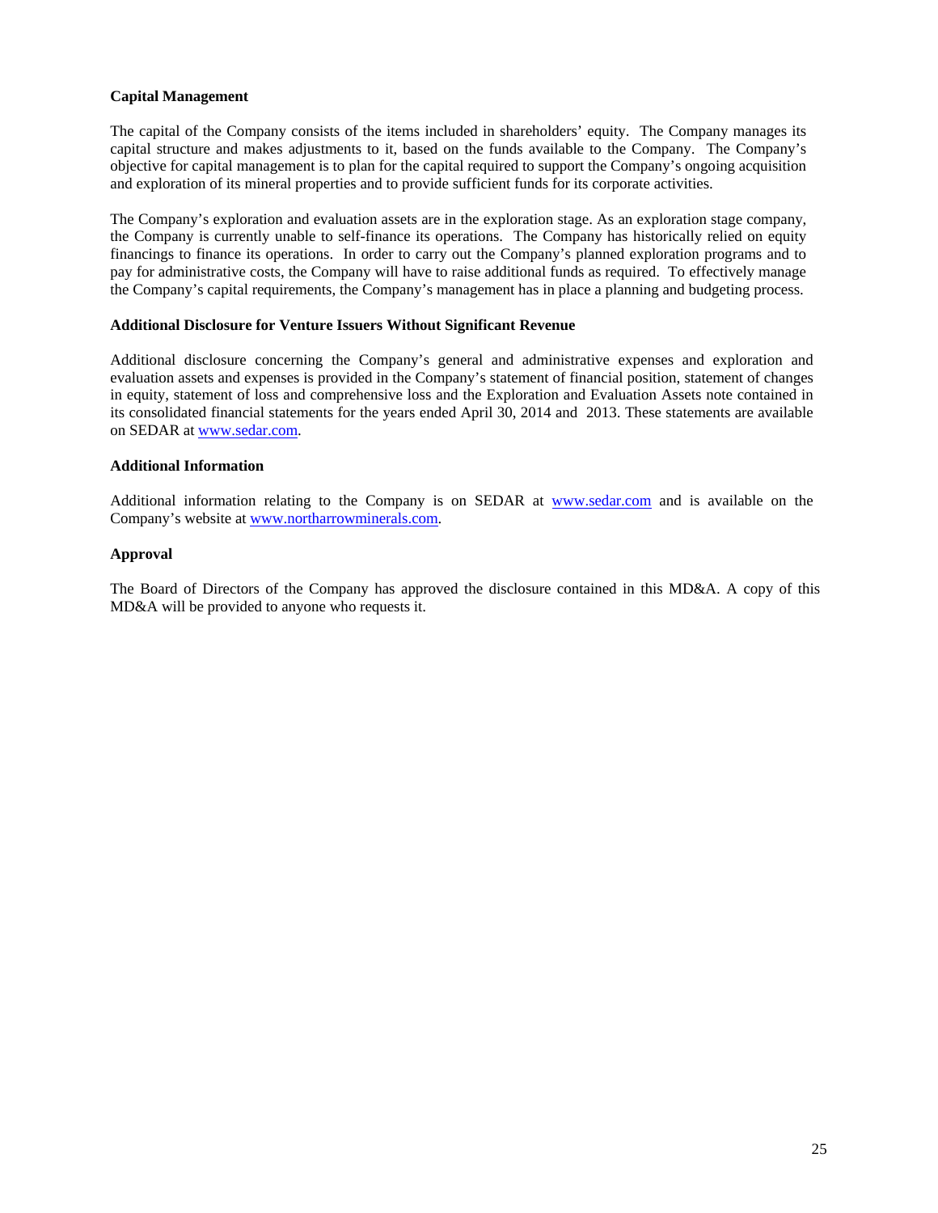**Capital Management**

The capital of the Company consists of the items included in shareholders' equity. The Company manages its capital structure and makes adjustments to it, based on the funds available to the Company. The Company's objective for capital management is to plan for the capital required to support the Company's ongoing acquisition and exploration of its mineral properties and to provide sufficient funds for its corporate activities.

The Company's exploration and evaluation assets are in the exploration stage. As an exploration stage company, the Company is currently unable to self-finance its operations. The Company has historically relied on equity financings to finance its operations. In order to carry out the Company's planned exploration programs and to pay for administrative costs, the Company will have to raise additional funds as required. To effectively manage the Company's capital requirements, the Company's management has in place a planning and budgeting process.

**Additional Disclosure for Venture Issuers Without Significant Revenue**

Additional disclosure concerning the Company's general and administrative expenses and exploration and evaluation assets and expenses is provided in the Company's statement of financial position, statement of changes in equity, statement of loss and comprehensive loss and the Exploration and Evaluation Assets note contained in its consolidated financial statements for the years ended April 30, 2014 and 2013. These statements are available on SEDAR at www.sedar.com.

**Additional Information**

Additional information relating to the Company is on SEDAR at www.sedar.com and is available on the Company's website at www.northarrowminerals.com.

**Approval**

The Board of Directors of the Company has approved the disclosure contained in this MD&A. A copy of this MD&A will be provided to anyone who requests it.